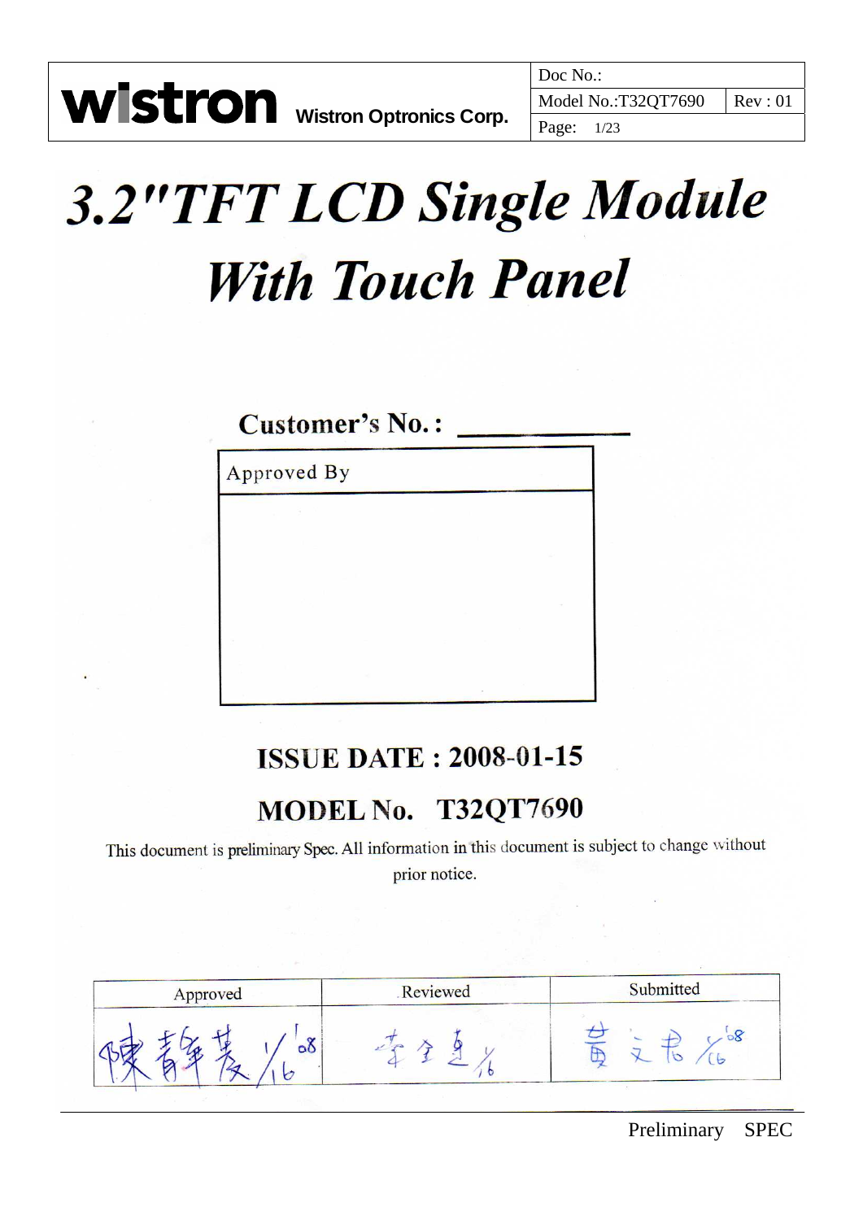| wistron Wistron Optronics Corp. | Doc No.: | |
|---|---|---|
| | Model No.:T32QT7690 | Rev : 01 |
| | Page: 1/23 | |

# 3.2"TFT LCD Single Module With Touch Panel

**Customer's No. :** ___________

| Approved By |
|---|
| |

## ISSUE DATE : 2008-01-15

## MODEL No. T32QT7690

This document is preliminary Spec. All information in this document is subject to change without prior notice.

| Approved | Reviewed | Submitted |
|---|---|---|
| 陳靜芳 1/16 '08 | 李全達 1/16 | 黃文君 1/16 '08 |

Preliminary SPEC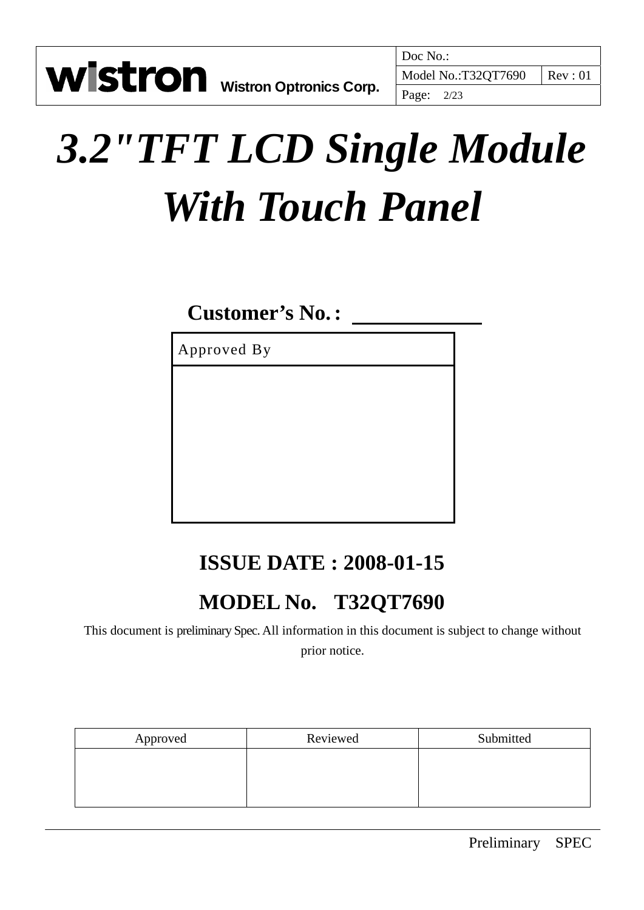# *3.2"TFT LCD Single Module With Touch Panel*

**Customer's No.： \_\_\_\_\_\_\_\_\_\_\_\_**

| Approved By |
| --- |
| |

**ISSUE DATE : 2008-01-15**

**MODEL No. T32QT7690**

This document is preliminary Spec. All information in this document is subject to change without prior notice.

| Approved | Reviewed | Submitted |
| --- | --- | --- |
| | | |

Preliminary SPEC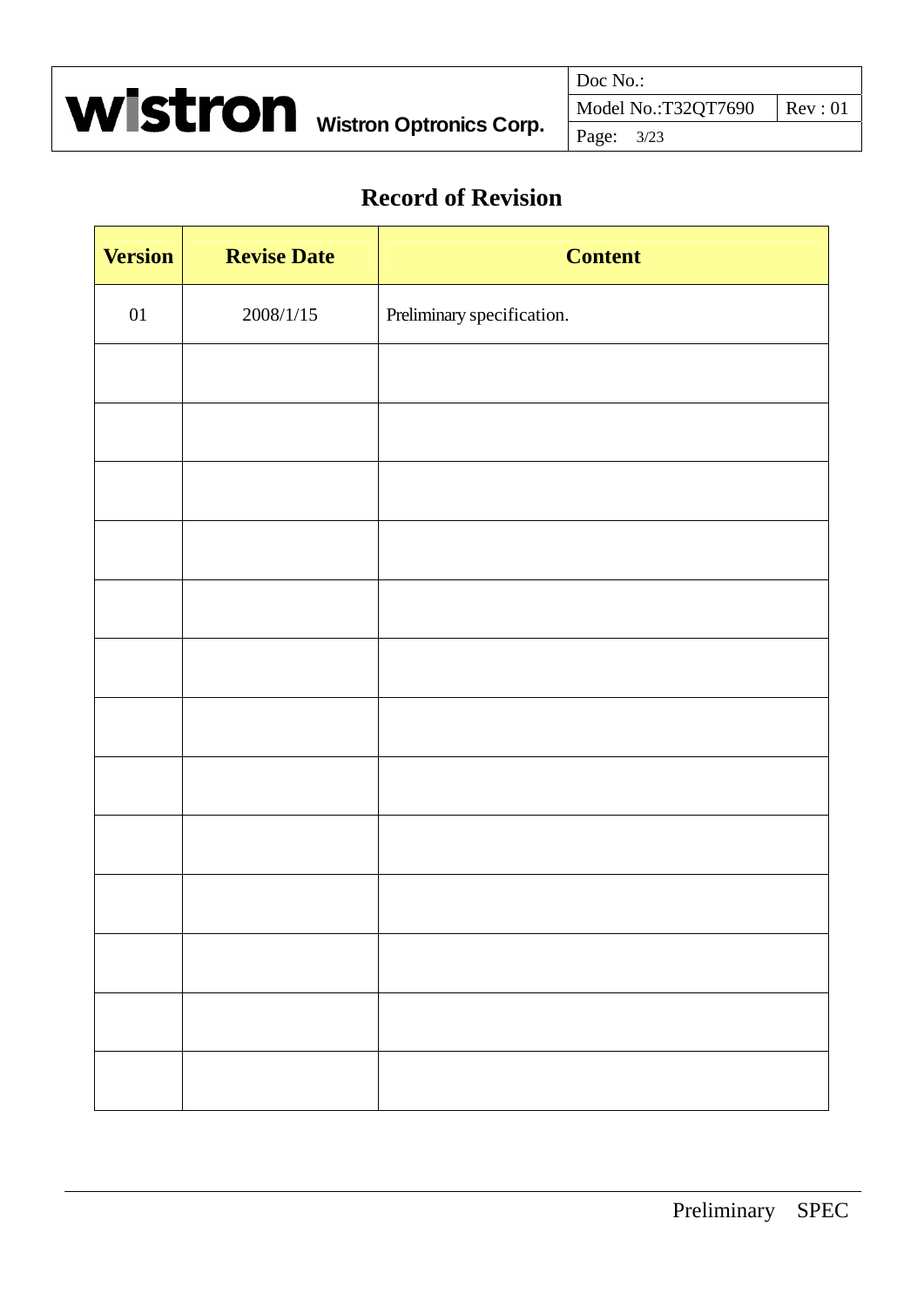# Record of Revision

| Version | Revise Date | Content |
|---|---|---|
| 01 | 2008/1/15 | Preliminary specification. |
| | | |
| | | |
| | | |
| | | |
| | | |
| | | |
| | | |
| | | |
| | | |
| | | |
| | | |
| | | |
| | | |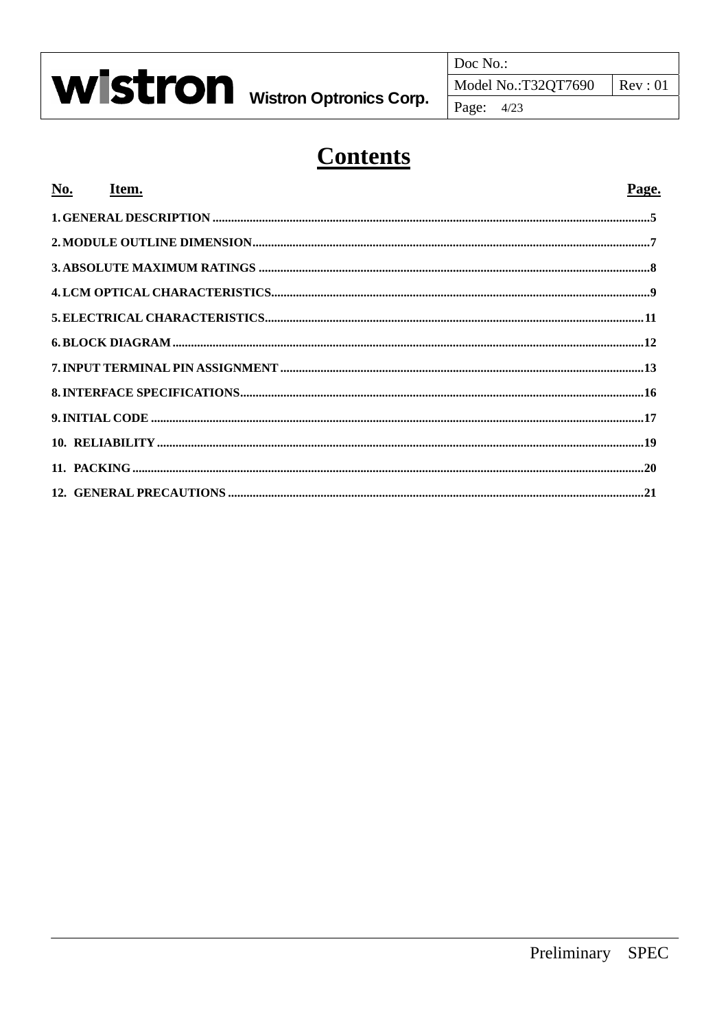# Contents

| No. | Item. | Page. |
|---|---|---|
| 1. | GENERAL DESCRIPTION | 5 |
| 2. | MODULE OUTLINE DIMENSION | 7 |
| 3. | ABSOLUTE MAXIMUM RATINGS | 8 |
| 4. | LCM OPTICAL CHARACTERISTICS | 9 |
| 5. | ELECTRICAL CHARACTERISTICS | 11 |
| 6. | BLOCK DIAGRAM | 12 |
| 7. | INPUT TERMINAL PIN ASSIGNMENT | 13 |
| 8. | INTERFACE SPECIFICATIONS | 16 |
| 9. | INITIAL CODE | 17 |
| 10. | RELIABILITY | 19 |
| 11. | PACKING | 20 |
| 12. | GENERAL PRECAUTIONS | 21 |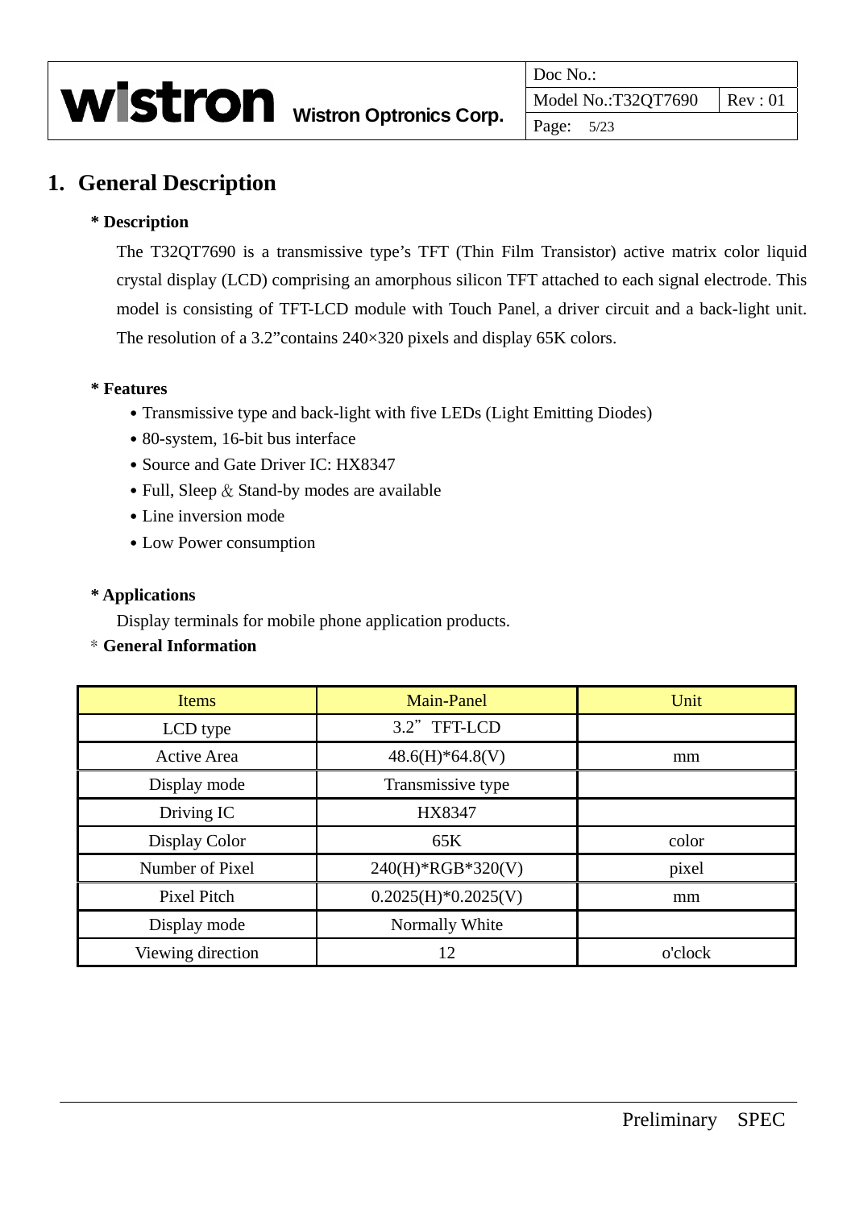# 1. General Description

**\* Description**

The T32QT7690 is a transmissive type's TFT (Thin Film Transistor) active matrix color liquid crystal display (LCD) comprising an amorphous silicon TFT attached to each signal electrode. This model is consisting of TFT-LCD module with Touch Panel, a driver circuit and a back-light unit. The resolution of a 3.2"contains 240×320 pixels and display 65K colors.

**\* Features**

- Transmissive type and back-light with five LEDs (Light Emitting Diodes)
- 80-system, 16-bit bus interface
- Source and Gate Driver IC: HX8347
- Full, Sleep & Stand-by modes are available
- Line inversion mode
- Low Power consumption

**\* Applications**

Display terminals for mobile phone application products.

\* **General Information**

| Items | Main-Panel | Unit |
|---|---|---|
| LCD type | 3.2" TFT-LCD | |
| Active Area | 48.6(H)*64.8(V) | mm |
| Display mode | Transmissive type | |
| Driving IC | HX8347 | |
| Display Color | 65K | color |
| Number of Pixel | 240(H)*RGB*320(V) | pixel |
| Pixel Pitch | 0.2025(H)*0.2025(V) | mm |
| Display mode | Normally White | |
| Viewing direction | 12 | o'clock |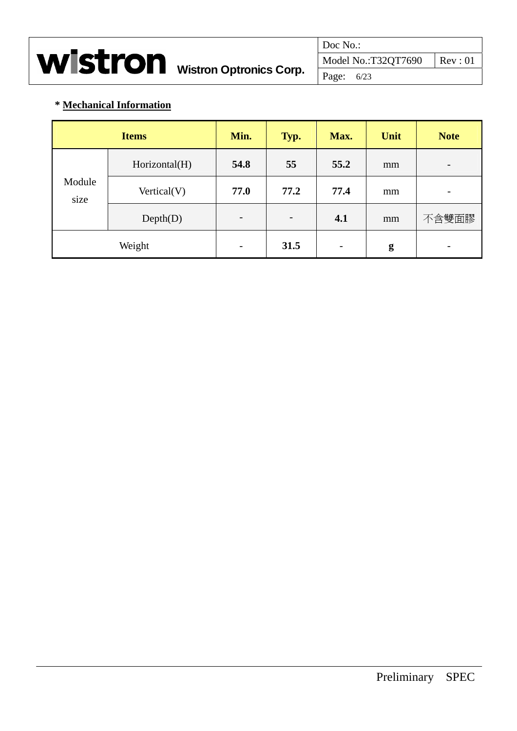**\* Mechanical Information**

| Items | | Min. | Typ. | Max. | Unit | Note |
|---|---|---|---|---|---|---|
| Module size | Horizontal(H) | **54.8** | **55** | **55.2** | mm | - |
| | Vertical(V) | **77.0** | **77.2** | **77.4** | mm | - |
| | Depth(D) | - | - | **4.1** | mm | 不含雙面膠 |
| Weight | | - | **31.5** | - | **g** | - |

Preliminary SPEC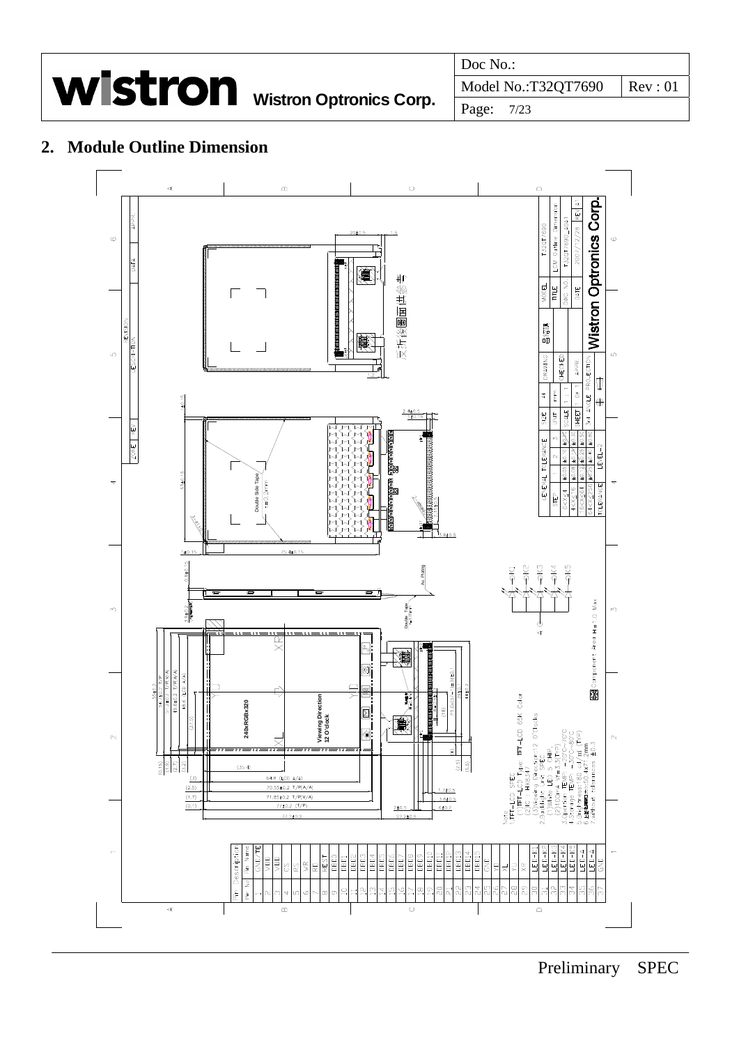## 2. Module Outline Dimension

Note:
1.TFT-LCD SPEC
(1)TFT-LCD Type: TFT-LCD 65K Color
(2)IC: HX8347
(3)Viewing Direction:12 O'Clock
2.Backlight Unit SPEC
(1)White LED 5 CHIP
(2)If=20mA Vf=3.1V(TYP)
3.Operation TEMP: -20°C~70°C
4.Storage TEMP: -30°C~80°C
5.Brightness:180 cd/m²(TYP)
6.Touch Panel
7.without Hardness ±0.3

Component Area H=1.0 Max

| Pin No | Pin Name |
|---|---|
| 1 | GND/TE |
| 2 | VDD |
| 3 | VDD |
| 4 | CS |
| 5 | RS |
| 6 | WR |
| 7 | RD |
| 8 | RESET |
| 9 | DB0 |
| 10 | DB1 |
| 11 | DB2 |
| 12 | DB3 |
| 13 | DB4 |
| 14 | DB5 |
| 15 | DB6 |
| 16 | DB7 |
| 17 | DB8 |
| 18 | DB9 |
| 19 | DB10 |
| 20 | DB11 |
| 21 | DB12 |
| 22 | DB13 |
| 23 | DB14 |
| 24 | DB15 |
| 25 | GND |
| 26 | XL |
| 27 | YU |
| 28 | YD |
| 29 | XR |
| 30 | LED-K1 |
| 31 | LED-K2 |
| 32 | LED-K3 |
| 33 | LED-K4 |
| 34 | LED-K5 |
| 35 | LED-A |
| 36 | LED-A |
| 37 | GND |

| MODEL | T32QT7690 |
|---|---|
| TITLE | LCM Outline Dimension |
| DWG NO. | T32QT7690_B01 |
| DATE | 2007/07/28 |
| REV | A |

Wistron Optronics Corp.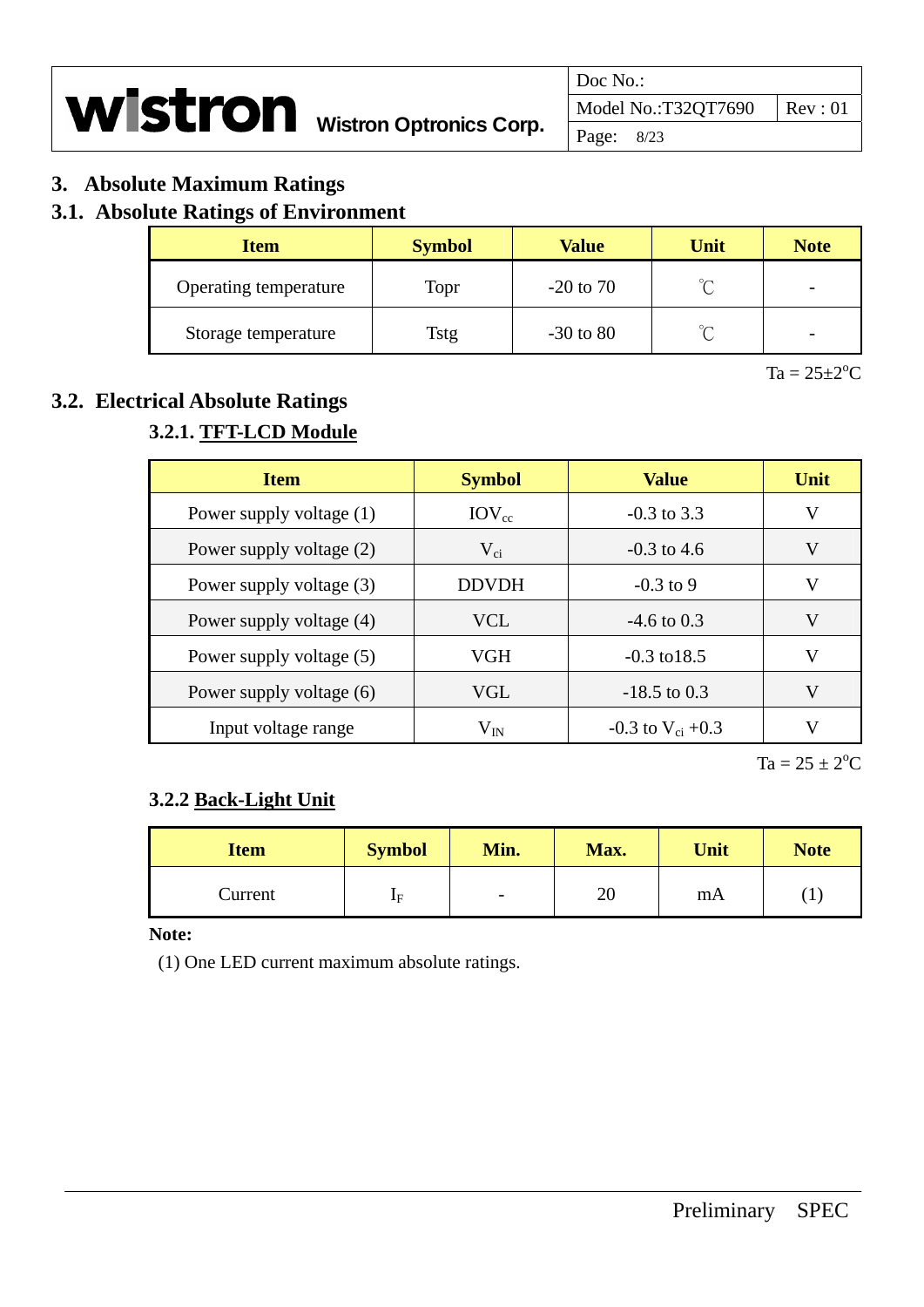# 3. Absolute Maximum Ratings

## 3.1. Absolute Ratings of Environment

| Item | Symbol | Value | Unit | Note |
|---|---|---|---|---|
| Operating temperature | Topr | -20 to 70 | ℃ | - |
| Storage temperature | Tstg | -30 to 80 | ℃ | - |

Ta = 25±2°C

## 3.2. Electrical Absolute Ratings

### 3.2.1. TFT-LCD Module

| Item | Symbol | Value | Unit |
|---|---|---|---|
| Power supply voltage (1) | $IOV_{cc}$ | -0.3 to 3.3 | V |
| Power supply voltage (2) | $V_{ci}$ | -0.3 to 4.6 | V |
| Power supply voltage (3) | DDVDH | -0.3 to 9 | V |
| Power supply voltage (4) | VCL | -4.6 to 0.3 | V |
| Power supply voltage (5) | VGH | -0.3 to18.5 | V |
| Power supply voltage (6) | VGL | -18.5 to 0.3 | V |
| Input voltage range | $V_{IN}$ | -0.3 to $V_{ci}$ +0.3 | V |

Ta = 25 ± 2°C

### 3.2.2 Back-Light Unit

| Item | Symbol | Min. | Max. | Unit | Note |
|---|---|---|---|---|---|
| Current | $I_F$ | - | 20 | mA | (1) |

**Note:**

(1) One LED current maximum absolute ratings.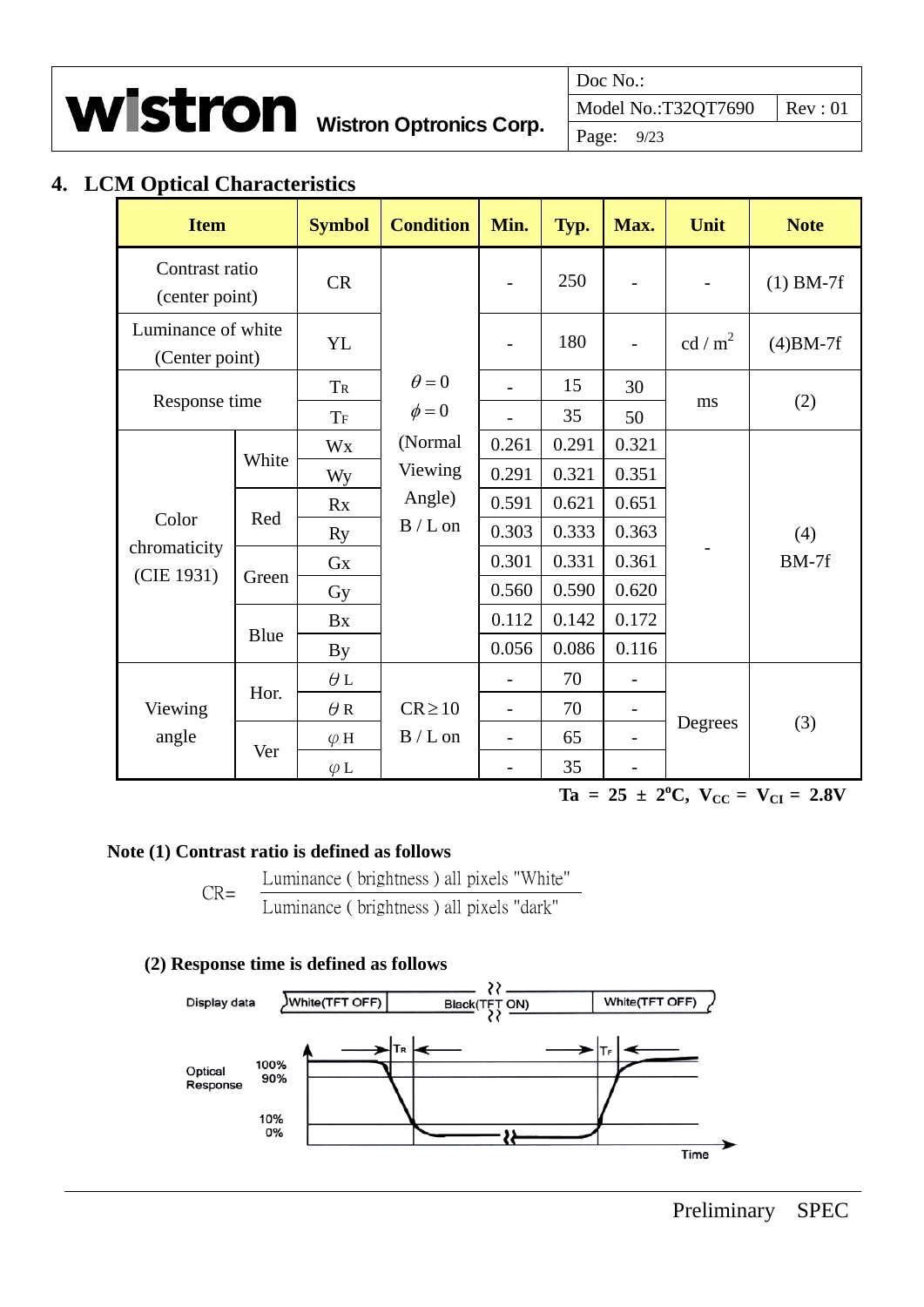## 4. LCM Optical Characteristics

| Item | | Symbol | Condition | Min. | Typ. | Max. | Unit | Note |
|---|---|---|---|---|---|---|---|---|
| Contrast ratio (center point) | | CR | $\theta = 0$ $\phi = 0$ (Normal Viewing Angle) B / L on | - | 250 | - | - | (1) BM-7f |
| Luminance of white (Center point) | | YL | | - | 180 | - | cd / m$^2$ | (4)BM-7f |
| Response time | | $T_R$ | | - | 15 | 30 | ms | (2) |
| | | $T_F$ | | - | 35 | 50 | | |
| Color chromaticity (CIE 1931) | White | Wx | | 0.261 | 0.291 | 0.321 | - | (4) BM-7f |
| | | Wy | | 0.291 | 0.321 | 0.351 | | |
| | Red | Rx | | 0.591 | 0.621 | 0.651 | | |
| | | Ry | | 0.303 | 0.333 | 0.363 | | |
| | Green | Gx | | 0.301 | 0.331 | 0.361 | | |
| | | Gy | | 0.560 | 0.590 | 0.620 | | |
| | Blue | Bx | | 0.112 | 0.142 | 0.172 | | |
| | | By | | 0.056 | 0.086 | 0.116 | | |
| Viewing angle | Hor. | $\theta$ L | CR $\geq$ 10 B / L on | - | 70 | - | Degrees | (3) |
| | | $\theta$ R | | - | 70 | - | | |
| | Ver | $\varphi$ H | | - | 65 | - | | |
| | | $\varphi$ L | | - | 35 | - | | |

**Ta = 25 ± 2°C, $V_{CC}$ = $V_{CI}$ = 2.8V**

**Note (1) Contrast ratio is defined as follows**

$$CR = \frac{\text{Luminance ( brightness ) all pixels "White"}}{\text{Luminance ( brightness ) all pixels "dark"}}$$

**(2) Response time is defined as follows**

Display data: White(TFT OFF) | Black(TFT ON) | White(TFT OFF)

Optical Response: 100%, 90%, 10%, 0% — $T_R$, $T_F$ — Time

Preliminary SPEC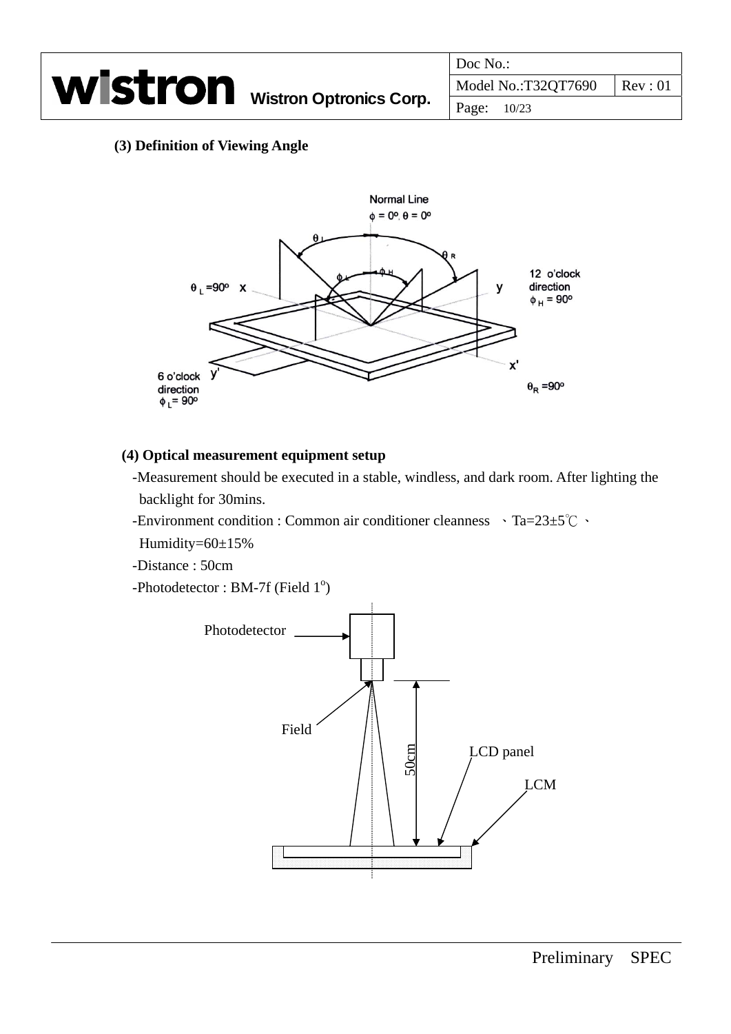**(3) Definition of Viewing Angle**

**(4) Optical measurement equipment setup**

-Measurement should be executed in a stable, windless, and dark room. After lighting the backlight for 30mins.

-Environment condition : Common air conditioner cleanness 、Ta=23±5℃ 、Humidity=60±15%

-Distance : 50cm

-Photodetector : BM-7f (Field 1$^{o}$)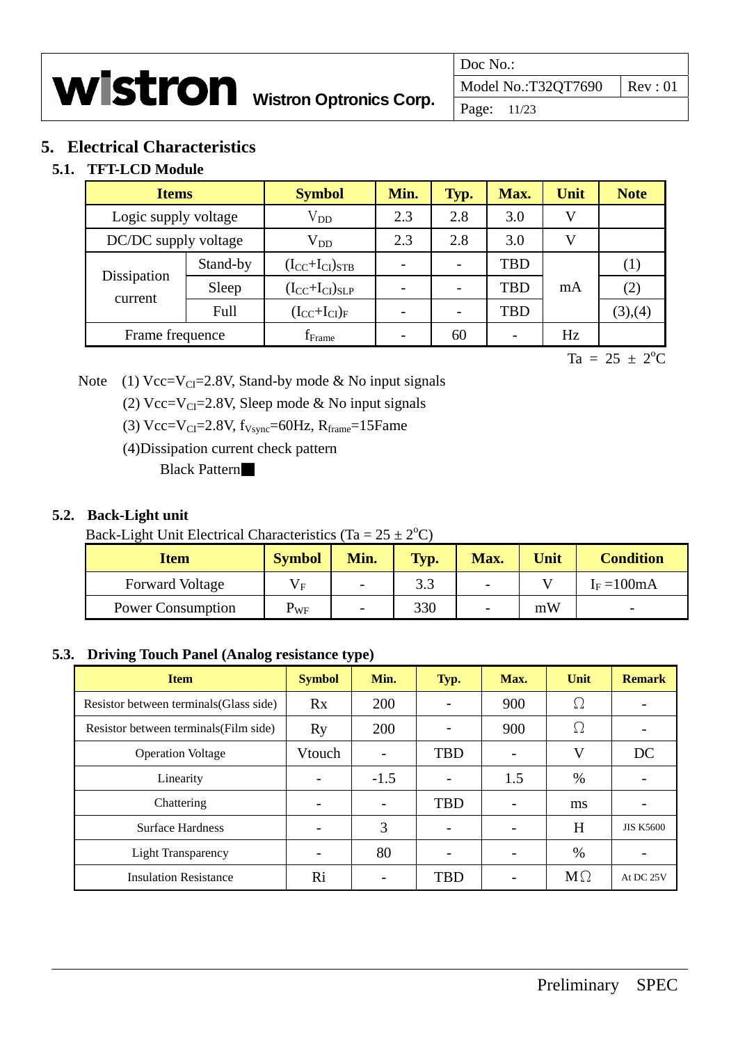# 5. Electrical Characteristics

## 5.1. TFT-LCD Module

| Items | | Symbol | Min. | Typ. | Max. | Unit | Note |
|---|---|---|---|---|---|---|---|
| Logic supply voltage | | $V_{DD}$ | 2.3 | 2.8 | 3.0 | V | |
| DC/DC supply voltage | | $V_{DD}$ | 2.3 | 2.8 | 3.0 | V | |
| Dissipation current | Stand-by | $(I_{CC}+I_{CI})_{STB}$ | - | - | TBD | mA | (1) |
| | Sleep | $(I_{CC}+I_{CI})_{SLP}$ | - | - | TBD | | (2) |
| | Full | $(I_{CC}+I_{CI})_{F}$ | - | - | TBD | | (3),(4) |
| Frame frequence | | $f_{Frame}$ | - | 60 | - | Hz | |

Ta = 25 ± 2°C

Note (1) $Vcc=V_{CI}$=2.8V, Stand-by mode & No input signals

(2) $Vcc=V_{CI}$=2.8V, Sleep mode & No input signals

(3) $Vcc=V_{CI}$=2.8V, $f_{Vsync}$=60Hz, $R_{frame}$=15Fame

(4)Dissipation current check pattern

Black Pattern■

## 5.2. Back-Light unit

Back-Light Unit Electrical Characteristics (Ta = 25 ± 2°C)

| Item | Symbol | Min. | Typ. | Max. | Unit | Condition |
|---|---|---|---|---|---|---|
| Forward Voltage | $V_F$ | - | 3.3 | - | V | $I_F$ =100mA |
| Power Consumption | $P_{WF}$ | - | 330 | - | mW | - |

## 5.3. Driving Touch Panel (Analog resistance type)

| Item | Symbol | Min. | Typ. | Max. | Unit | Remark |
|---|---|---|---|---|---|---|
| Resistor between terminals(Glass side) | Rx | 200 | - | 900 | Ω | - |
| Resistor between terminals(Film side) | Ry | 200 | - | 900 | Ω | - |
| Operation Voltage | Vtouch | - | TBD | - | V | DC |
| Linearity | - | -1.5 | - | 1.5 | % | - |
| Chattering | - | - | TBD | - | ms | - |
| Surface Hardness | - | 3 | - | - | H | JIS K5600 |
| Light Transparency | - | 80 | - | - | % | - |
| Insulation Resistance | Ri | - | TBD | - | MΩ | At DC 25V |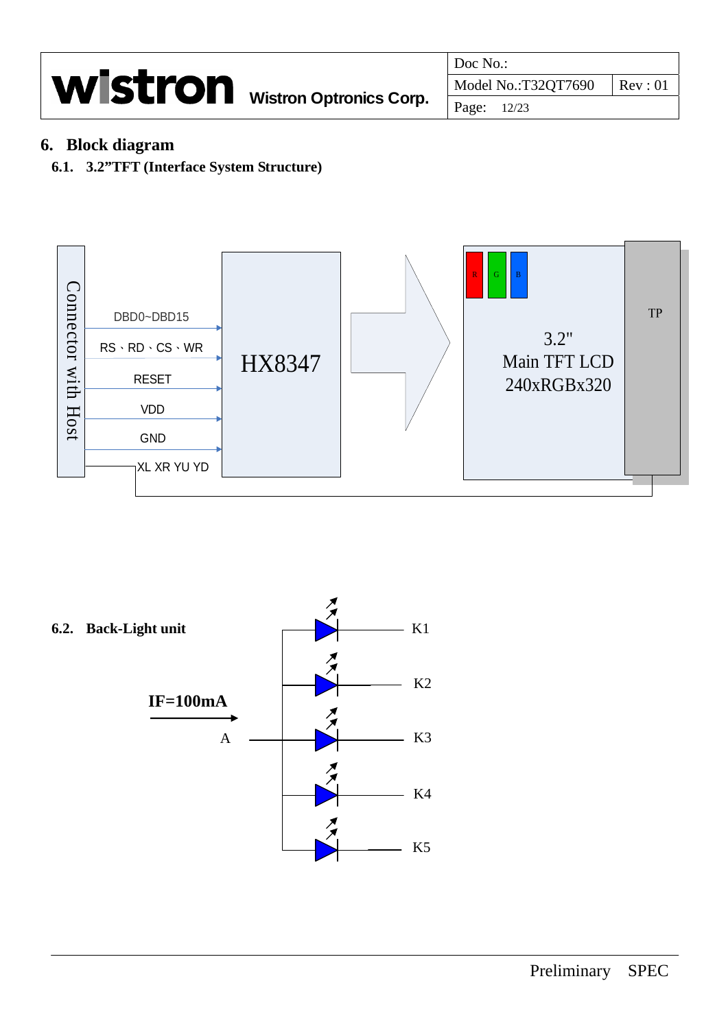## 6. Block diagram

### 6.1. 3.2”TFT (Interface System Structure)

Connector with Host

DBD0~DBD15

RS、RD、CS、WR

RESET

VDD

GND

XL XR YU YD

HX8347

R G B

3.2"
Main TFT LCD
240xRGBx320

TP

### 6.2. Back-Light unit

IF=100mA

A

K1

K2

K3

K4

K5

Preliminary SPEC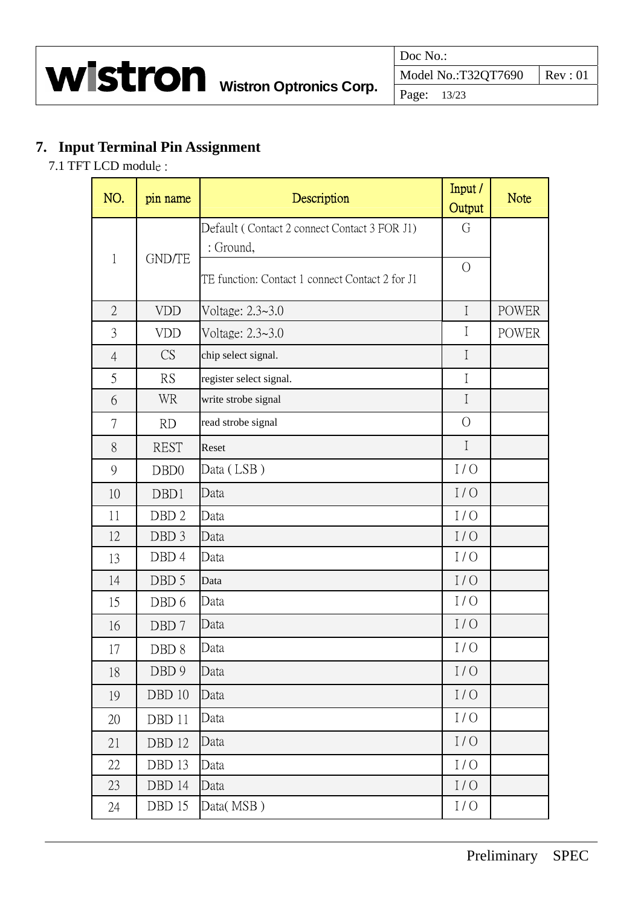## 7. Input Terminal Pin Assignment

7.1 TFT LCD module :

| NO. | pin name | Description | Input / Output | Note |
|---|---|---|---|---|
| 1 | GND/TE | Default ( Contact 2 connect Contact 3 FOR J1) : Ground, | G | |
| | | TE function: Contact 1 connect Contact 2 for J1 | O | |
| 2 | VDD | Voltage: 2.3~3.0 | I | POWER |
| 3 | VDD | Voltage: 2.3~3.0 | I | POWER |
| 4 | CS | chip select signal. | I | |
| 5 | RS | register select signal. | I | |
| 6 | WR | write strobe signal | I | |
| 7 | RD | read strobe signal | O | |
| 8 | REST | Reset | I | |
| 9 | DBD0 | Data ( LSB ) | I / O | |
| 10 | DBD1 | Data | I / O | |
| 11 | DBD 2 | Data | I / O | |
| 12 | DBD 3 | Data | I / O | |
| 13 | DBD 4 | Data | I / O | |
| 14 | DBD 5 | Data | I / O | |
| 15 | DBD 6 | Data | I / O | |
| 16 | DBD 7 | Data | I / O | |
| 17 | DBD 8 | Data | I / O | |
| 18 | DBD 9 | Data | I / O | |
| 19 | DBD 10 | Data | I / O | |
| 20 | DBD 11 | Data | I / O | |
| 21 | DBD 12 | Data | I / O | |
| 22 | DBD 13 | Data | I / O | |
| 23 | DBD 14 | Data | I / O | |
| 24 | DBD 15 | Data( MSB ) | I / O | |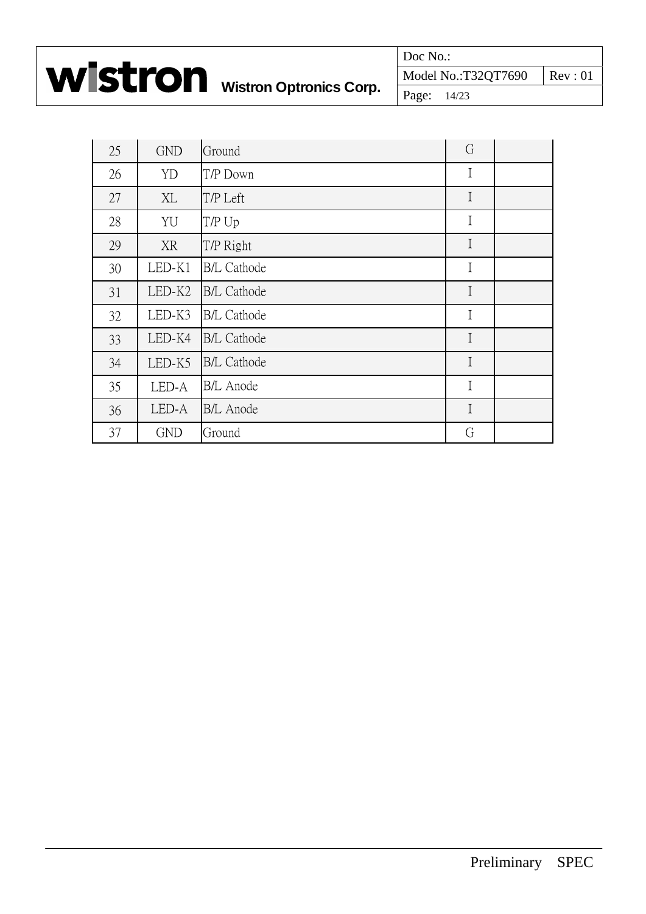| | | | | |
|---|---|---|---|---|
| 25 | GND | Ground | G | |
| 26 | YD | T/P Down | I | |
| 27 | XL | T/P Left | I | |
| 28 | YU | T/P Up | I | |
| 29 | XR | T/P Right | I | |
| 30 | LED-K1 | B/L Cathode | I | |
| 31 | LED-K2 | B/L Cathode | I | |
| 32 | LED-K3 | B/L Cathode | I | |
| 33 | LED-K4 | B/L Cathode | I | |
| 34 | LED-K5 | B/L Cathode | I | |
| 35 | LED-A | B/L Anode | I | |
| 36 | LED-A | B/L Anode | I | |
| 37 | GND | Ground | G | |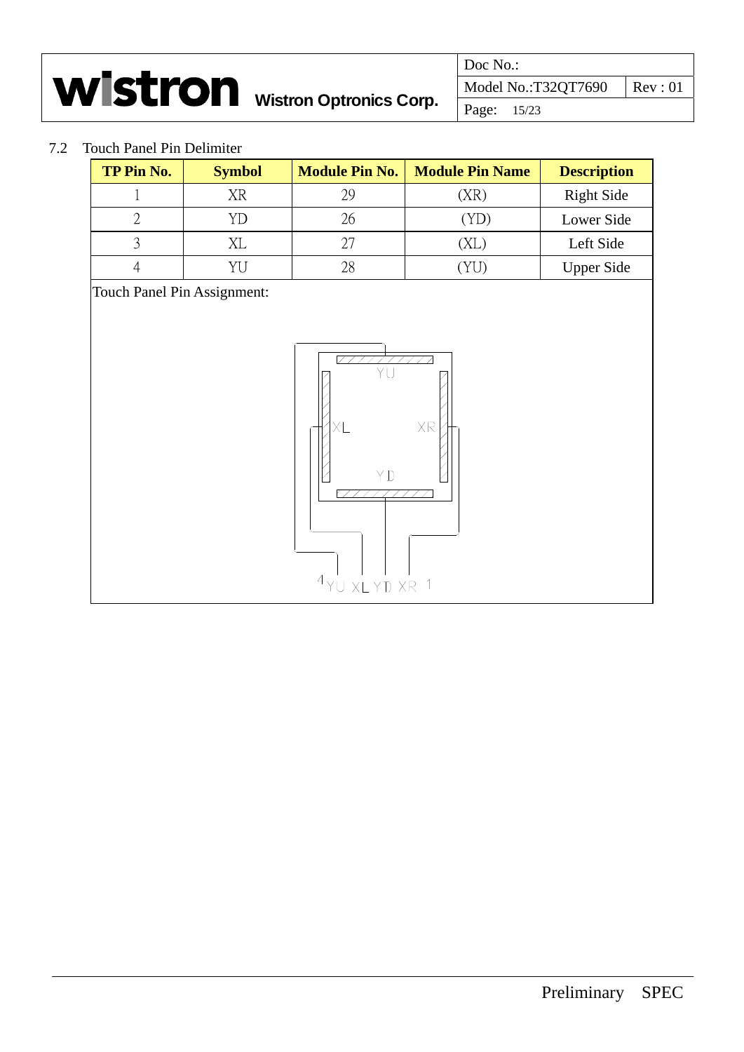## 7.2 Touch Panel Pin Delimiter

| TP Pin No. | Symbol | Module Pin No. | Module Pin Name | Description |
|---|---|---|---|---|
| 1 | XR | 29 | (XR) | Right Side |
| 2 | YD | 26 | (YD) | Lower Side |
| 3 | XL | 27 | (XL) | Left Side |
| 4 | YU | 28 | (YU) | Upper Side |

Touch Panel Pin Assignment:

YU

XL XR

YD

4 YU XL YD XR 1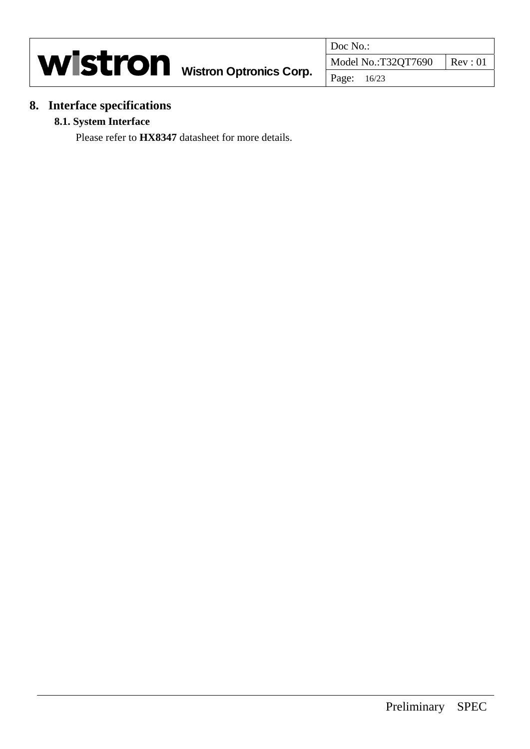# 8. Interface specifications

## 8.1. System Interface

Please refer to **HX8347** datasheet for more details.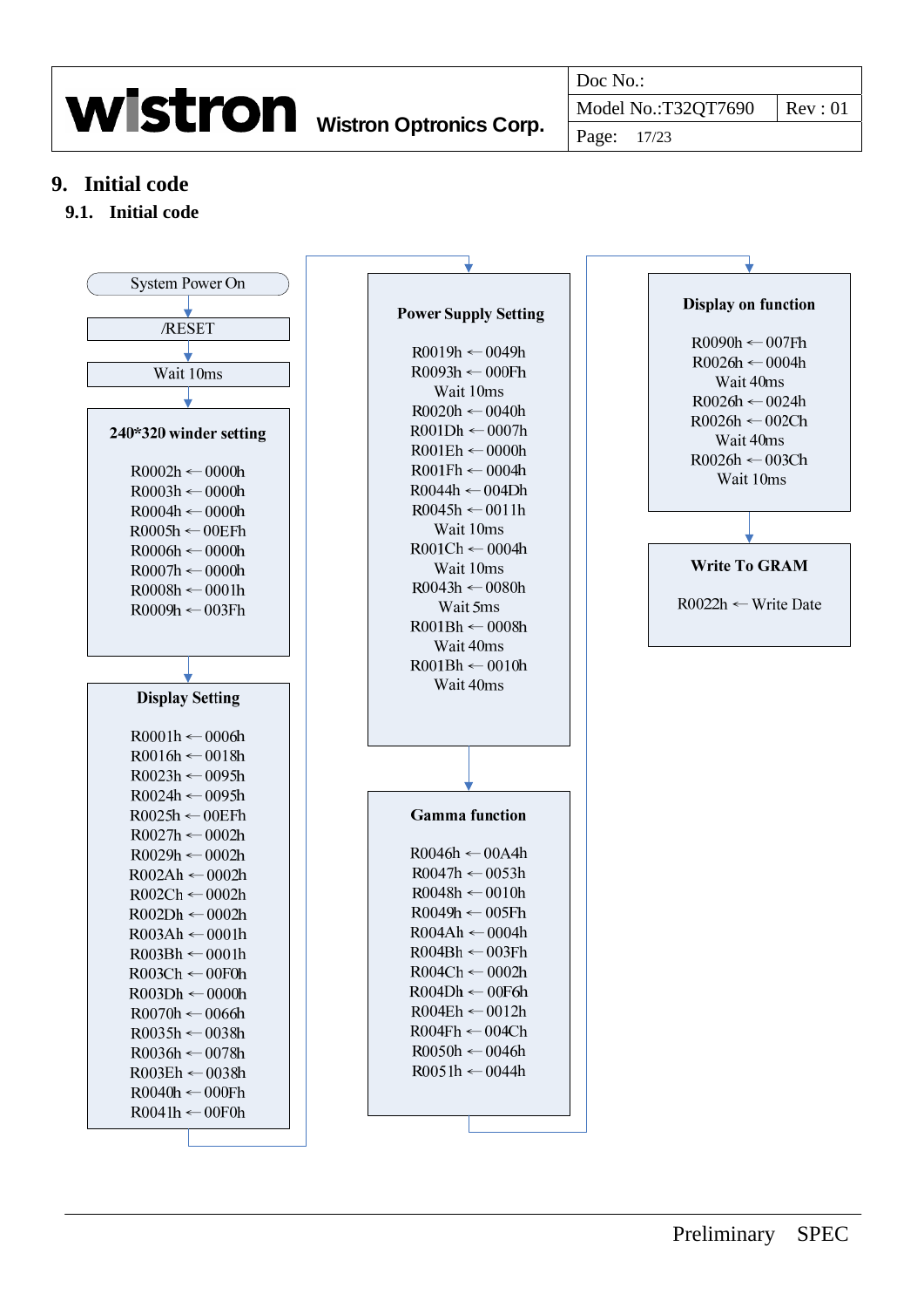## 9. Initial code

### 9.1. Initial code

System Power On

/RESET

Wait 10ms

**240*320 winder setting**

R0002h ← 0000h
R0003h ← 0000h
R0004h ← 0000h
R0005h ← 00EFh
R0006h ← 0000h
R0007h ← 0000h
R0008h ← 0001h
R0009h ← 003Fh

**Display Setting**

R0001h ← 0006h
R0016h ← 0018h
R0023h ← 0095h
R0024h ← 0095h
R0025h ← 00EFh
R0027h ← 0002h
R0029h ← 0002h
R002Ah ← 0002h
R002Ch ← 0002h
R002Dh ← 0002h
R003Ah ← 0001h
R003Bh ← 0001h
R003Ch ← 00F0h
R003Dh ← 0000h
R0070h ← 0066h
R0035h ← 0038h
R0036h ← 0078h
R003Eh ← 0038h
R0040h ← 000Fh
R0041h ← 00F0h

**Power Supply Setting**

R0019h ← 0049h
R0093h ← 000Fh
Wait 10ms
R0020h ← 0040h
R001Dh ← 0007h
R001Eh ← 0000h
R001Fh ← 0004h
R0044h ← 004Dh
R0045h ← 0011h
Wait 10ms
R001Ch ← 0004h
Wait 10ms
R0043h ← 0080h
Wait 5ms
R001Bh ← 0008h
Wait 40ms
R001Bh ← 0010h
Wait 40ms

**Gamma function**

R0046h ← 00A4h
R0047h ← 0053h
R0048h ← 0010h
R0049h ← 005Fh
R004Ah ← 0004h
R004Bh ← 003Fh
R004Ch ← 0002h
R004Dh ← 00F6h
R004Eh ← 0012h
R004Fh ← 004Ch
R0050h ← 0046h
R0051h ← 0044h

**Display on function**

R0090h ← 007Fh
R0026h ← 0004h
Wait 40ms
R0026h ← 0024h
R0026h ← 002Ch
Wait 40ms
R0026h ← 003Ch
Wait 10ms

**Write To GRAM**

R0022h ← Write Date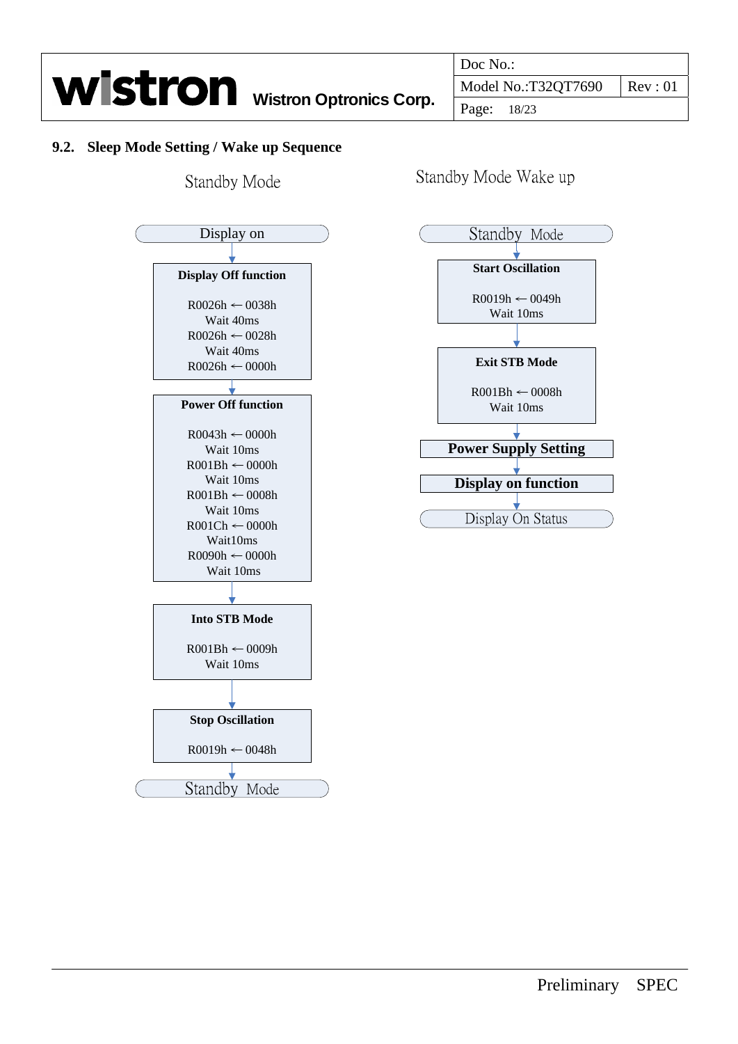## 9.2. Sleep Mode Setting / Wake up Sequence

### Standby Mode

Display on

↓

**Display Off function**

R0026h ← 0038h
Wait 40ms
R0026h ← 0028h
Wait 40ms
R0026h ← 0000h

↓

**Power Off function**

R0043h ← 0000h
Wait 10ms
R001Bh ← 0000h
Wait 10ms
R001Bh ← 0008h
Wait 10ms
R001Ch ← 0000h
Wait10ms
R0090h ← 0000h
Wait 10ms

↓

**Into STB Mode**

R001Bh ← 0009h
Wait 10ms

↓

**Stop Oscillation**

R0019h ← 0048h

↓

Standby Mode

### Standby Mode Wake up

Standby Mode

↓

**Start Oscillation**

R0019h ← 0049h
Wait 10ms

↓

**Exit STB Mode**

R001Bh ← 0008h
Wait 10ms

↓

**Power Supply Setting**

↓

**Display on function**

↓

Display On Status

Preliminary SPEC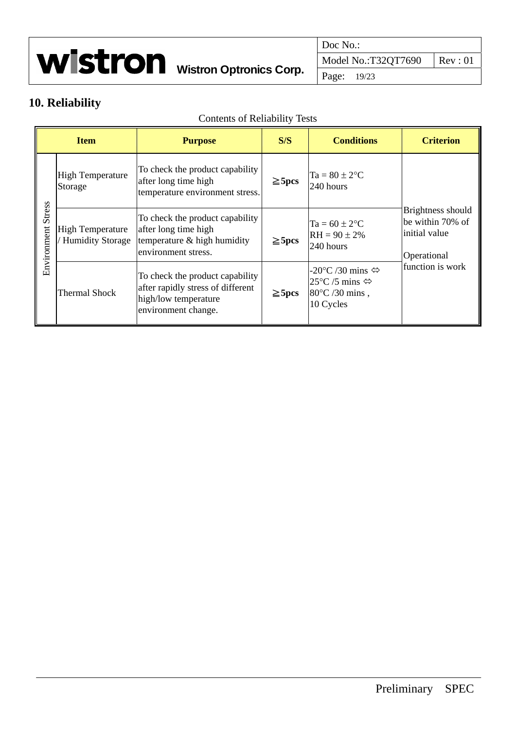## 10. Reliability

Contents of Reliability Tests

| Item | | Purpose | S/S | Conditions | Criterion |
|---|---|---|---|---|---|
| Environment Stress | High Temperature Storage | To check the product capability after long time high temperature environment stress. | **≧5pcs** | Ta = 80 ± 2°C<br>240 hours | Brightness should be within 70% of initial value<br><br>Operational function is work |
| | High Temperature / Humidity Storage | To check the product capability after long time high temperature & high humidity environment stress. | **≧5pcs** | Ta = 60 ± 2°C<br>RH = 90 ± 2%<br>240 hours | |
| | Thermal Shock | To check the product capability after rapidly stress of different high/low temperature environment change. | **≧5pcs** | -20°C /30 mins ⇔<br>25°C /5 mins ⇔<br>80°C /30 mins ,<br>10 Cycles | |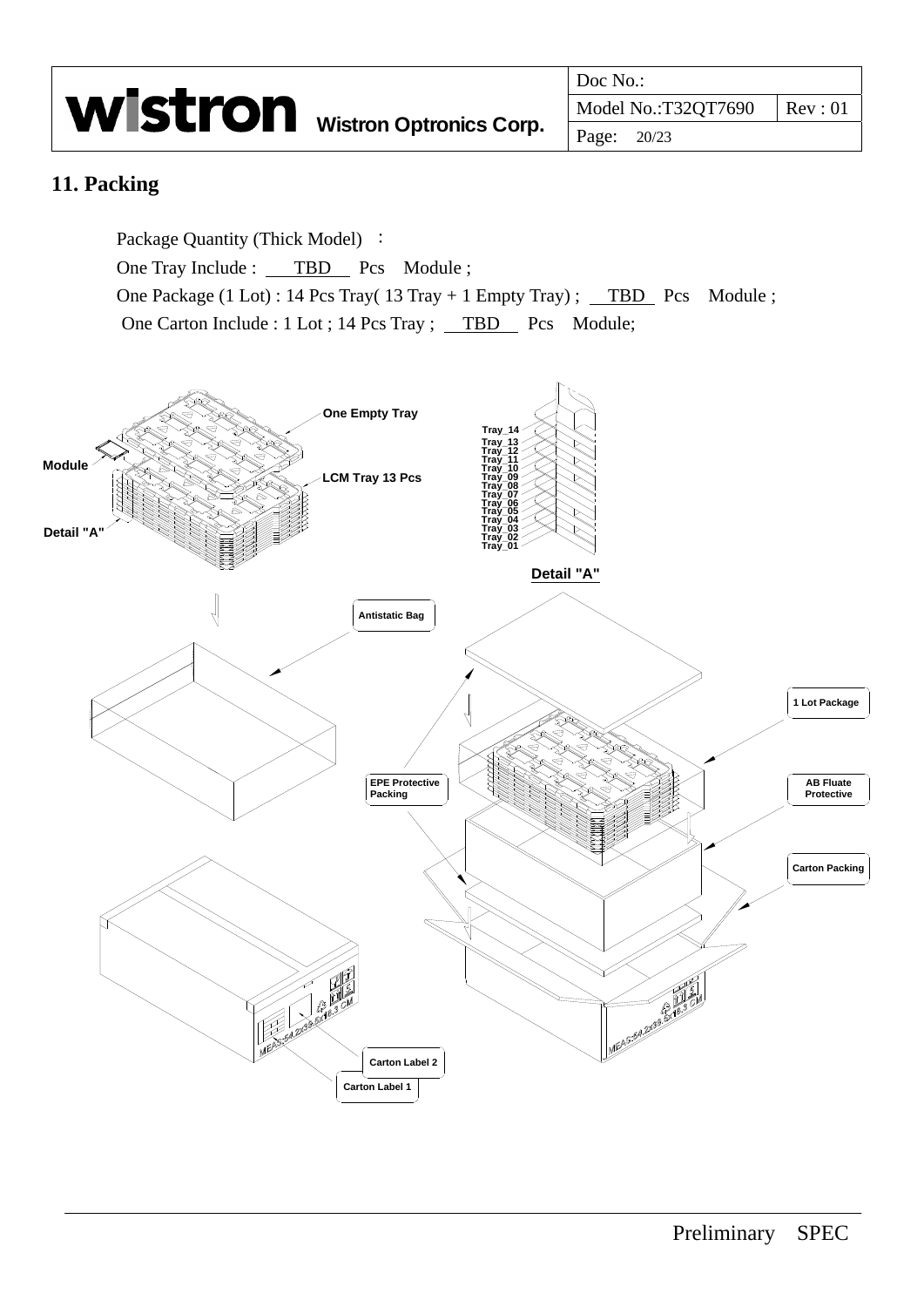## 11. Packing

Package Quantity (Thick Model) ：

One Tray Include : TBD Pcs Module ;

One Package (1 Lot) : 14 Pcs Tray( 13 Tray + 1 Empty Tray) ; TBD Pcs Module ;

One Carton Include : 1 Lot ; 14 Pcs Tray ; TBD Pcs Module;

One Empty Tray

Module

LCM Tray 13 Pcs

Detail "A"

Tray_14
Tray_13
Tray_12
Tray_11
Tray_10
Tray_09
Tray_08
Tray_07
Tray_06
Tray_05
Tray_04
Tray_03
Tray_02
Tray_01

Detail "A"

Antistatic Bag

1 Lot Package

EPE Protective Packing

AB Fluate Protective

Carton Packing

MEAS:54.2x38.5x18.3 CM

Carton Label 2

Carton Label 1

Preliminary SPEC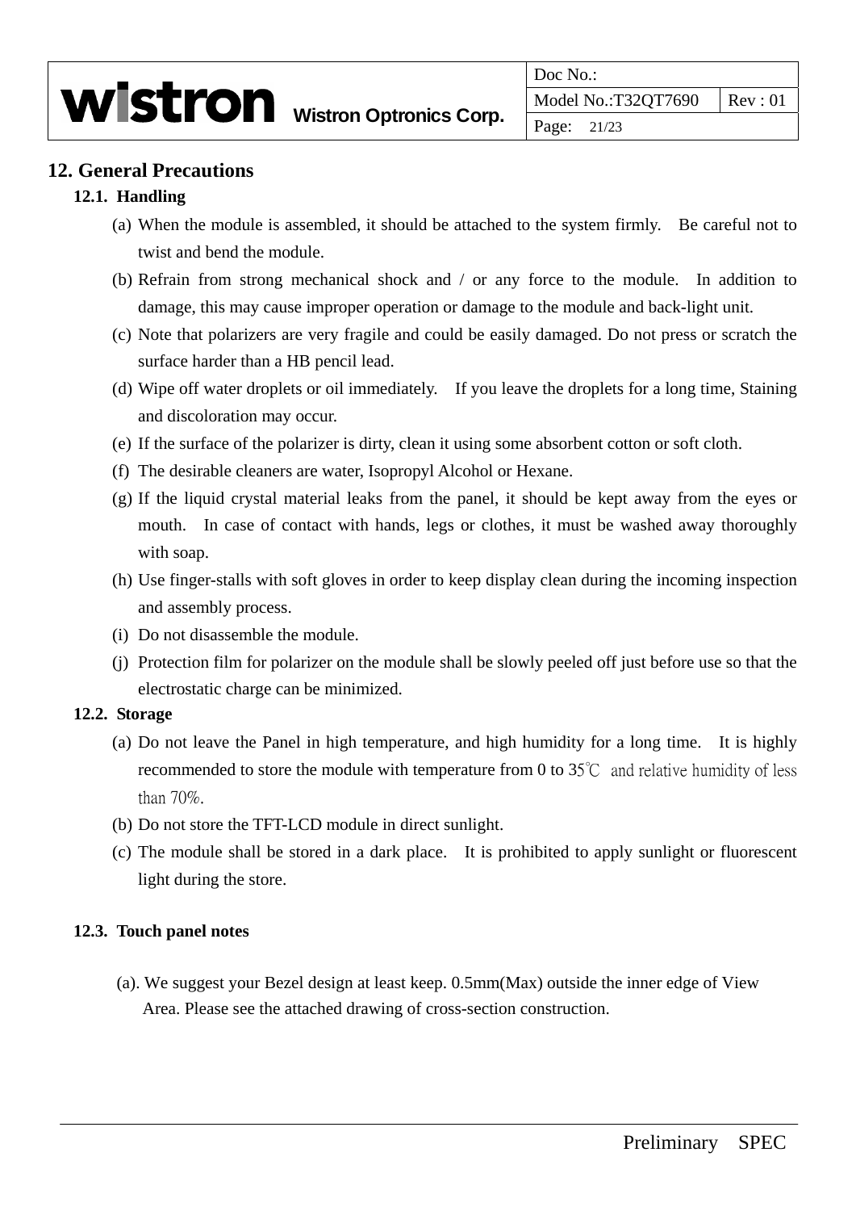## 12. General Precautions

### 12.1. Handling

(a) When the module is assembled, it should be attached to the system firmly. Be careful not to twist and bend the module.

(b) Refrain from strong mechanical shock and / or any force to the module. In addition to damage, this may cause improper operation or damage to the module and back-light unit.

(c) Note that polarizers are very fragile and could be easily damaged. Do not press or scratch the surface harder than a HB pencil lead.

(d) Wipe off water droplets or oil immediately. If you leave the droplets for a long time, Staining and discoloration may occur.

(e) If the surface of the polarizer is dirty, clean it using some absorbent cotton or soft cloth.

(f) The desirable cleaners are water, Isopropyl Alcohol or Hexane.

(g) If the liquid crystal material leaks from the panel, it should be kept away from the eyes or mouth. In case of contact with hands, legs or clothes, it must be washed away thoroughly with soap.

(h) Use finger-stalls with soft gloves in order to keep display clean during the incoming inspection and assembly process.

(i) Do not disassemble the module.

(j) Protection film for polarizer on the module shall be slowly peeled off just before use so that the electrostatic charge can be minimized.

### 12.2. Storage

(a) Do not leave the Panel in high temperature, and high humidity for a long time. It is highly recommended to store the module with temperature from 0 to 35℃ and relative humidity of less than 70%.

(b) Do not store the TFT-LCD module in direct sunlight.

(c) The module shall be stored in a dark place. It is prohibited to apply sunlight or fluorescent light during the store.

### 12.3. Touch panel notes

(a). We suggest your Bezel design at least keep. 0.5mm(Max) outside the inner edge of View Area. Please see the attached drawing of cross-section construction.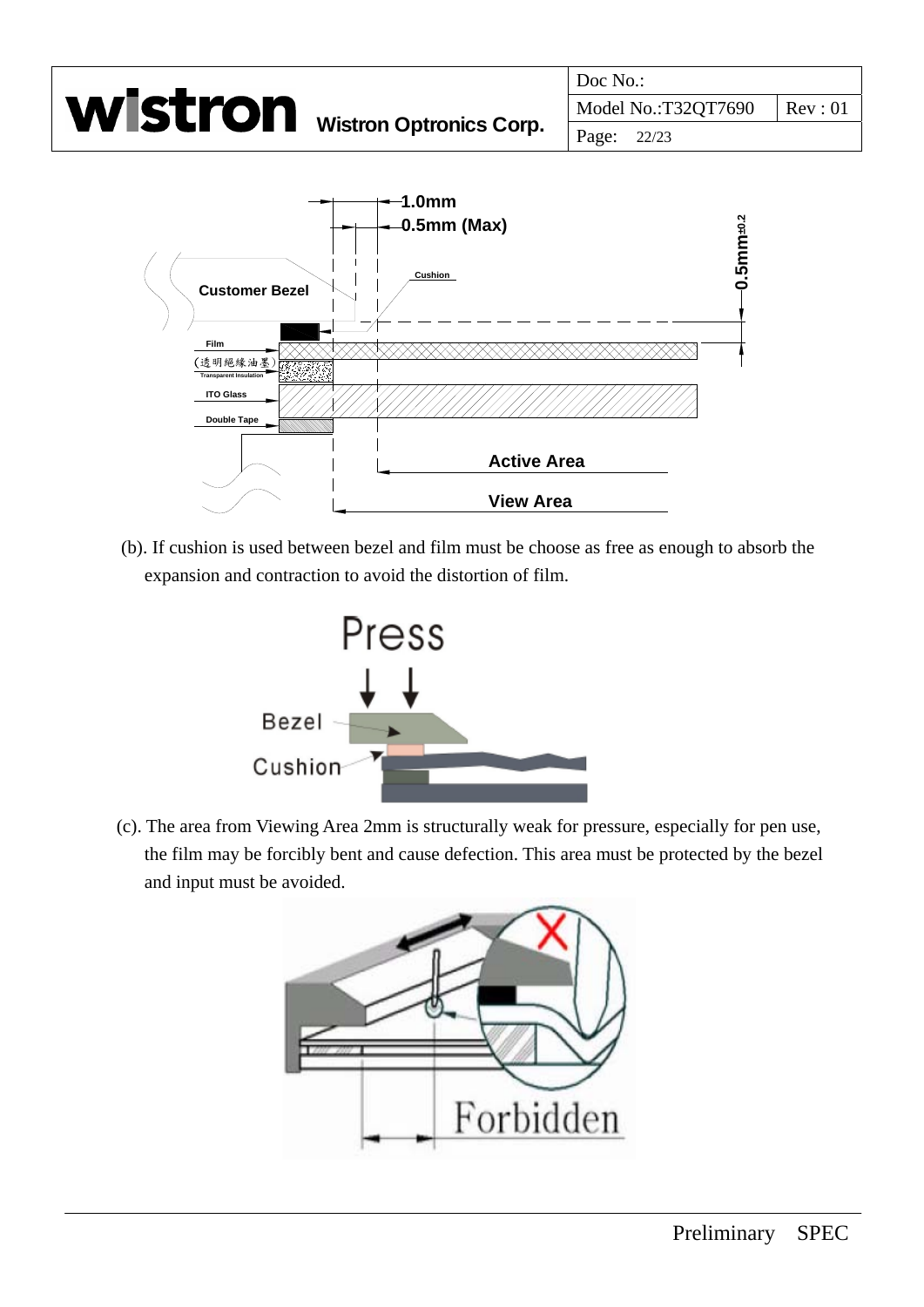1.0mm

0.5mm (Max)

0.5mm±0.2

Customer Bezel

Cushion

Film

(透明絕緣油墨)
Transparent Insulation

ITO Glass

Double Tape

Active Area

View Area

(b). If cushion is used between bezel and film must be choose as free as enough to absorb the expansion and contraction to avoid the distortion of film.

Press

Bezel

Cushion

(c). The area from Viewing Area 2mm is structurally weak for pressure, especially for pen use, the film may be forcibly bent and cause defection. This area must be protected by the bezel and input must be avoided.

Forbidden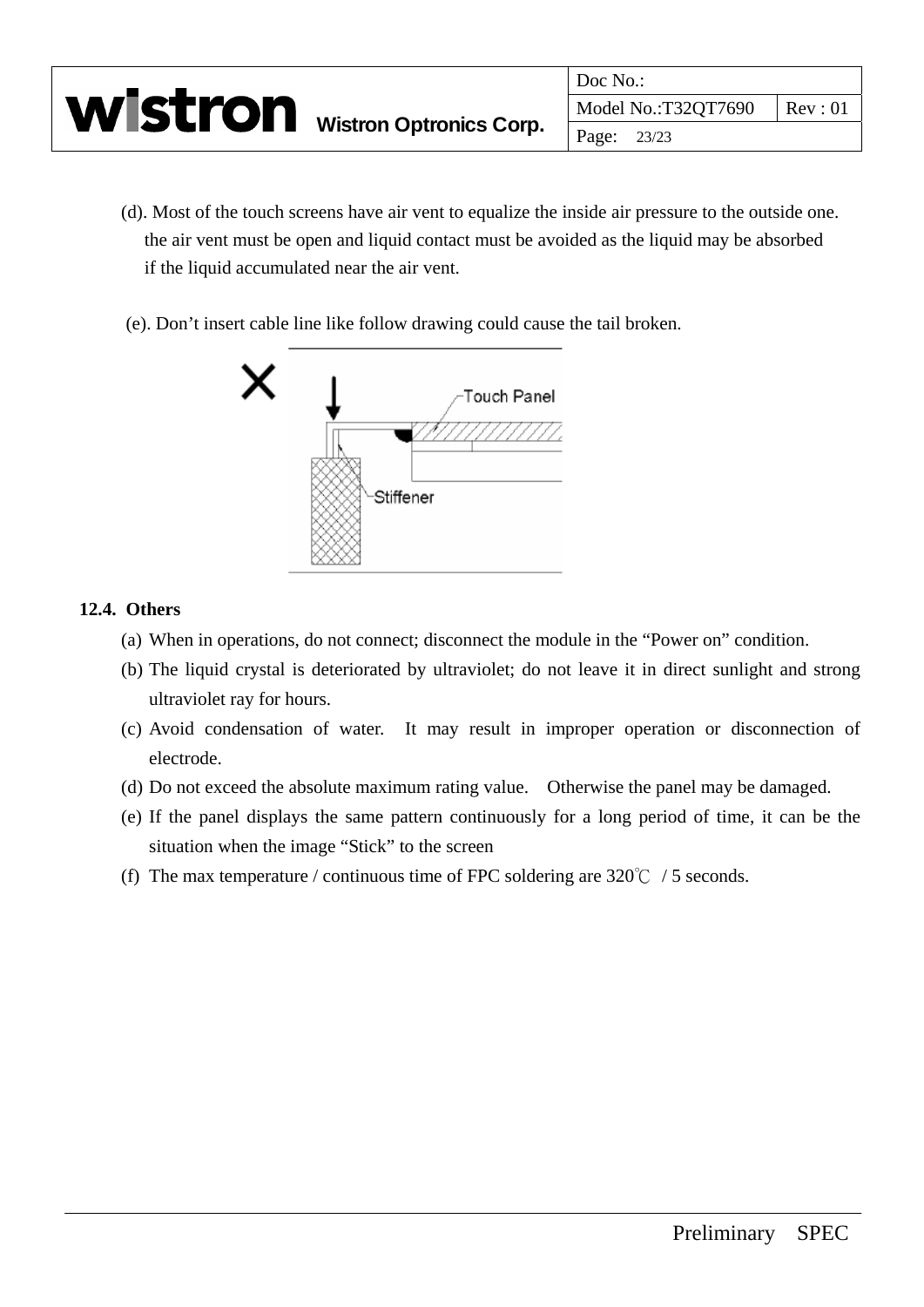(d). Most of the touch screens have air vent to equalize the inside air pressure to the outside one. the air vent must be open and liquid contact must be avoided as the liquid may be absorbed if the liquid accumulated near the air vent.

(e). Don't insert cable line like follow drawing could cause the tail broken.

### 12.4. Others

(a) When in operations, do not connect; disconnect the module in the "Power on" condition.

(b) The liquid crystal is deteriorated by ultraviolet; do not leave it in direct sunlight and strong ultraviolet ray for hours.

(c) Avoid condensation of water. It may result in improper operation or disconnection of electrode.

(d) Do not exceed the absolute maximum rating value. Otherwise the panel may be damaged.

(e) If the panel displays the same pattern continuously for a long period of time, it can be the situation when the image "Stick" to the screen

(f) The max temperature / continuous time of FPC soldering are 320℃ / 5 seconds.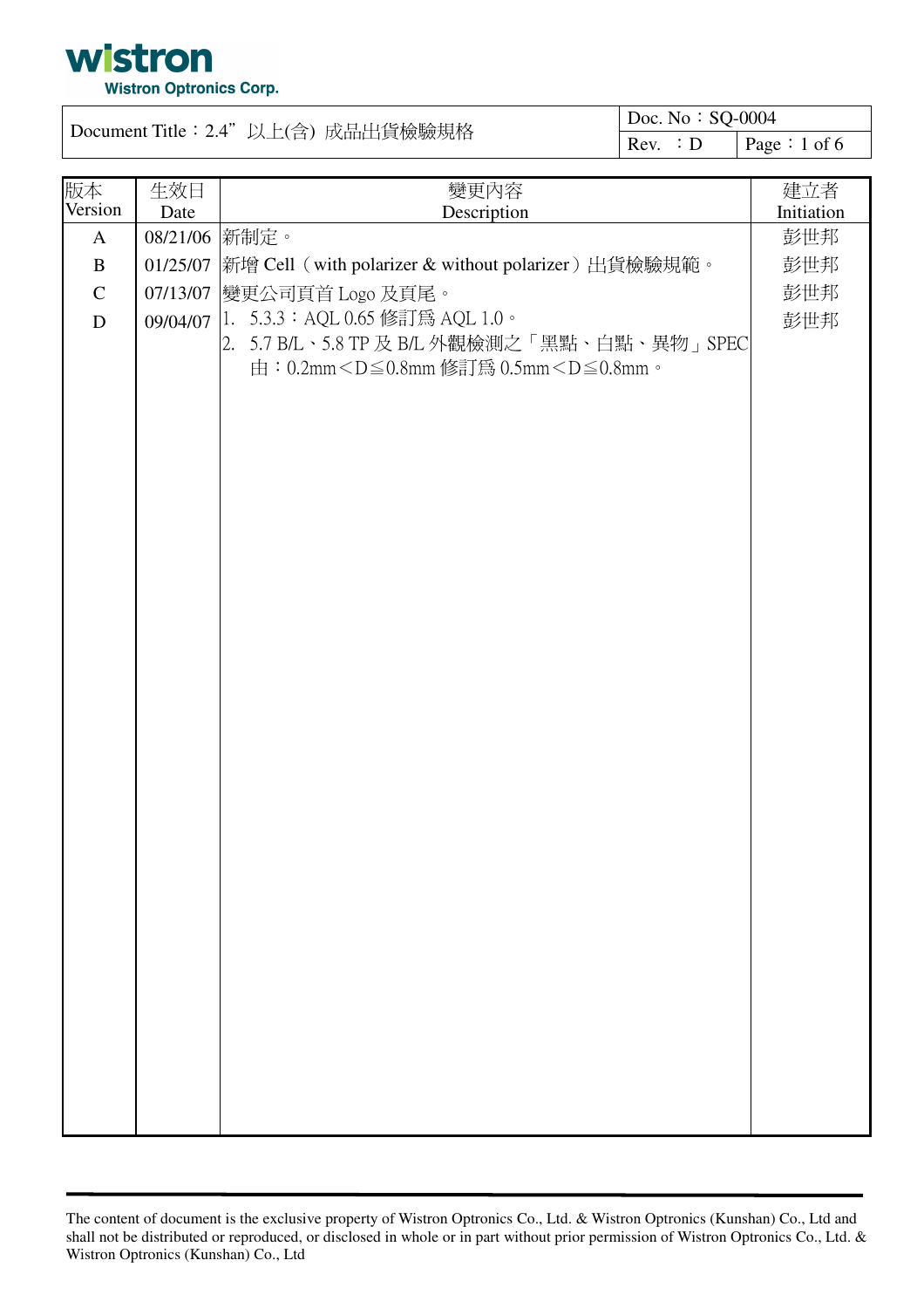Wistron Optronics Corp.

| Document Title：2.4”以上(含) 成品出貨檢驗規格 | Doc. No：SQ-0004 |
| --- | --- |
| | Rev. ：D |

| 版本 Version | 生效日 Date | 變更內容 Description | 建立者 Initiation |
| --- | --- | --- | --- |
| A | 08/21/06 | 新制定。 | 彭世邦 |
| B | 01/25/07 | 新增 Cell（with polarizer & without polarizer）出貨檢驗規範。 | 彭世邦 |
| C | 07/13/07 | 變更公司頁首 Logo 及頁尾。 | 彭世邦 |
| D | 09/04/07 | 1. 5.3.3：AQL 0.65 修訂為 AQL 1.0。<br>2. 5.7 B/L、5.8 TP 及 B/L 外觀檢測之「黑點、白點、異物」SPEC 由：0.2mm＜D≦0.8mm 修訂為 0.5mm＜D≦0.8mm。 | 彭世邦 |

The content of document is the exclusive property of Wistron Optronics Co., Ltd. & Wistron Optronics (Kunshan) Co., Ltd and shall not be distributed or reproduced, or disclosed in whole or in part without prior permission of Wistron Optronics Co., Ltd. & Wistron Optronics (Kunshan) Co., Ltd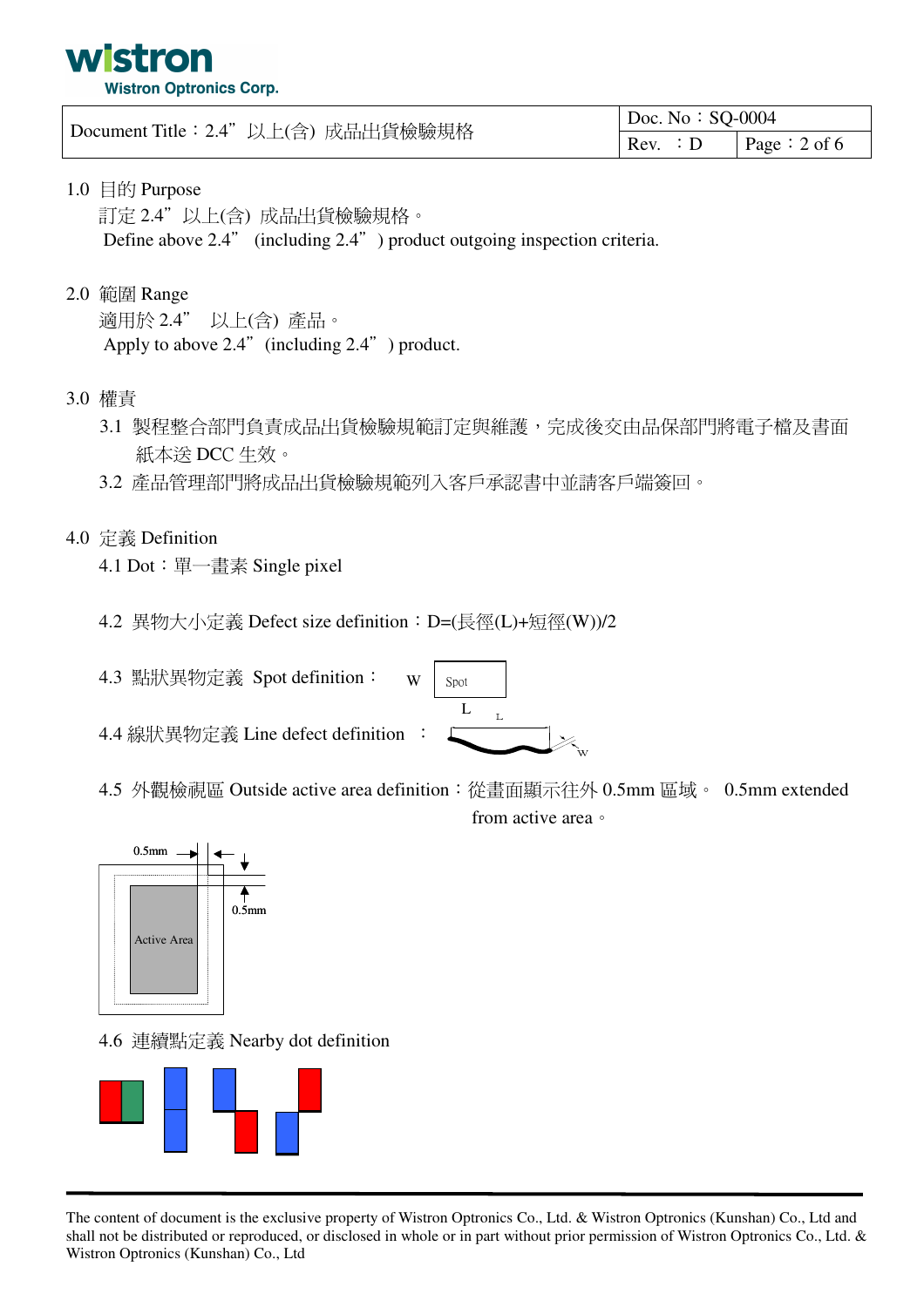| Document Title：2.4"以上(含) 成品出貨檢驗規格 | Doc. No：SQ-0004 | |
|---|---|---|
| | Rev. ：D | Page：2 of 6 |

1.0 目的 Purpose

訂定 2.4"以上(含) 成品出貨檢驗規格。

Define above 2.4" (including 2.4") product outgoing inspection criteria.

2.0 範圍 Range

適用於 2.4" 以上(含) 產品。

Apply to above 2.4" (including 2.4") product.

3.0 權責

3.1 製程整合部門負責成品出貨檢驗規範訂定與維護，完成後交由品保部門將電子檔及書面紙本送 DCC 生效。

3.2 產品管理部門將成品出貨檢驗規範列入客戶承認書中並請客戶端簽回。

4.0 定義 Definition

4.1 Dot：單一畫素 Single pixel

4.2 異物大小定義 Defect size definition：D=(長徑(L)+短徑(W))/2

4.3 點狀異物定義 Spot definition：

4.4 線狀異物定義 Line defect definition ：

4.5 外觀檢視區 Outside active area definition：從畫面顯示往外 0.5mm 區域。 0.5mm extended from active area。

4.6 連續點定義 Nearby dot definition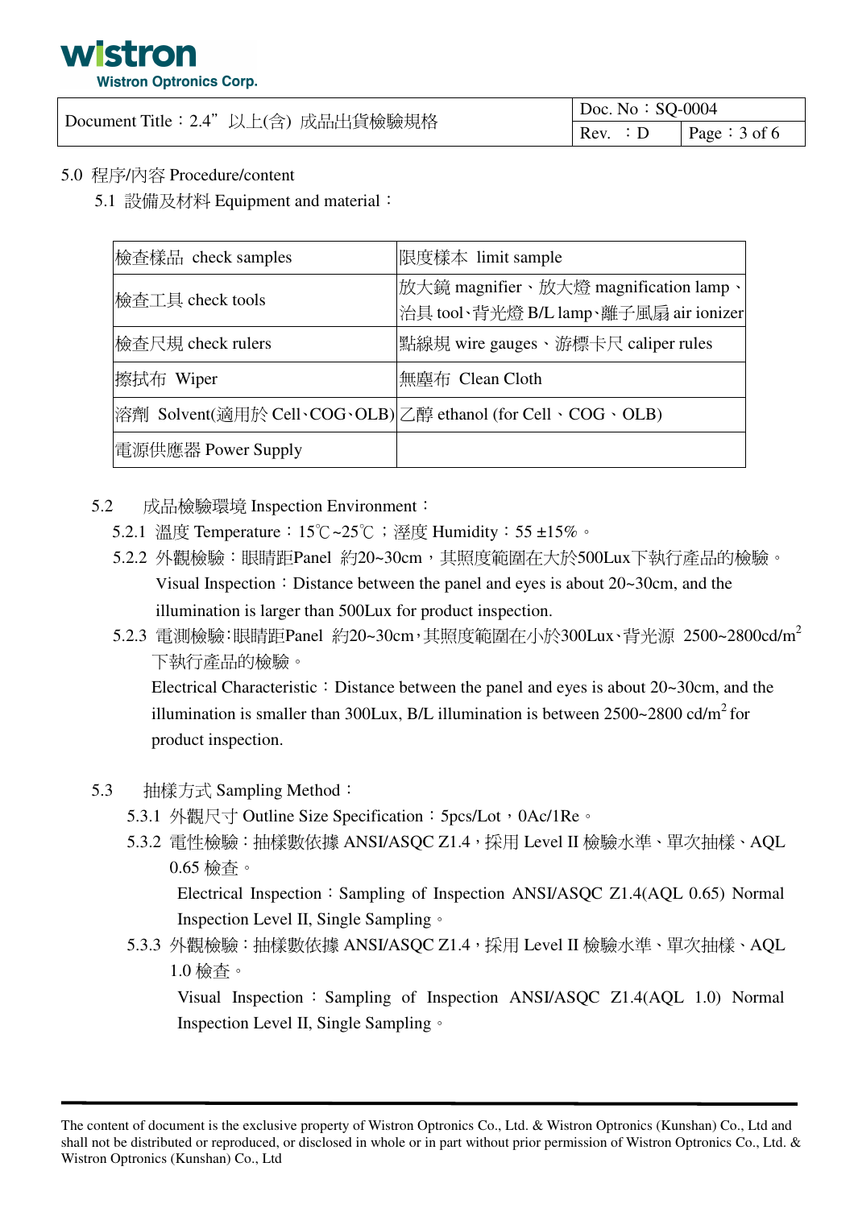5.0 程序/內容 Procedure/content

5.1 設備及材料 Equipment and material：

| 檢查樣品 check samples | 限度樣本 limit sample |
|---|---|
| 檢查工具 check tools | 放大鏡 magnifier、放大燈 magnification lamp、治具 tool、背光燈 B/L lamp、離子風扇 air ionizer |
| 檢查尺規 check rulers | 點線規 wire gauges、游標卡尺 caliper rules |
| 擦拭布 Wiper | 無塵布 Clean Cloth |
| 溶劑 Solvent(適用於 Cell、COG、OLB) | 乙醇 ethanol (for Cell、COG、OLB) |
| 電源供應器 Power Supply | |

5.2 成品檢驗環境 Inspection Environment：

5.2.1 溫度 Temperature：15℃~25℃；溼度 Humidity：55 ±15%。

5.2.2 外觀檢驗：眼睛距Panel 約20~30cm，其照度範圍在大於500Lux下執行產品的檢驗。
Visual Inspection：Distance between the panel and eyes is about 20~30cm, and the illumination is larger than 500Lux for product inspection.

5.2.3 電測檢驗:眼睛距Panel 約20~30cm，其照度範圍在小於300Lux、背光源 2500~2800cd/m$^2$ 下執行產品的檢驗。
Electrical Characteristic：Distance between the panel and eyes is about 20~30cm, and the illumination is smaller than 300Lux, B/L illumination is between 2500~2800 cd/m$^2$ for product inspection.

5.3 抽樣方式 Sampling Method：

5.3.1 外觀尺寸 Outline Size Specification：5pcs/Lot，0Ac/1Re。

5.3.2 電性檢驗：抽樣數依據 ANSI/ASQC Z1.4，採用 Level II 檢驗水準、單次抽樣、AQL 0.65 檢查。
Electrical Inspection：Sampling of Inspection ANSI/ASQC Z1.4(AQL 0.65) Normal Inspection Level II, Single Sampling。

5.3.3 外觀檢驗：抽樣數依據 ANSI/ASQC Z1.4，採用 Level II 檢驗水準、單次抽樣、AQL 1.0 檢查。
Visual Inspection：Sampling of Inspection ANSI/ASQC Z1.4(AQL 1.0) Normal Inspection Level II, Single Sampling。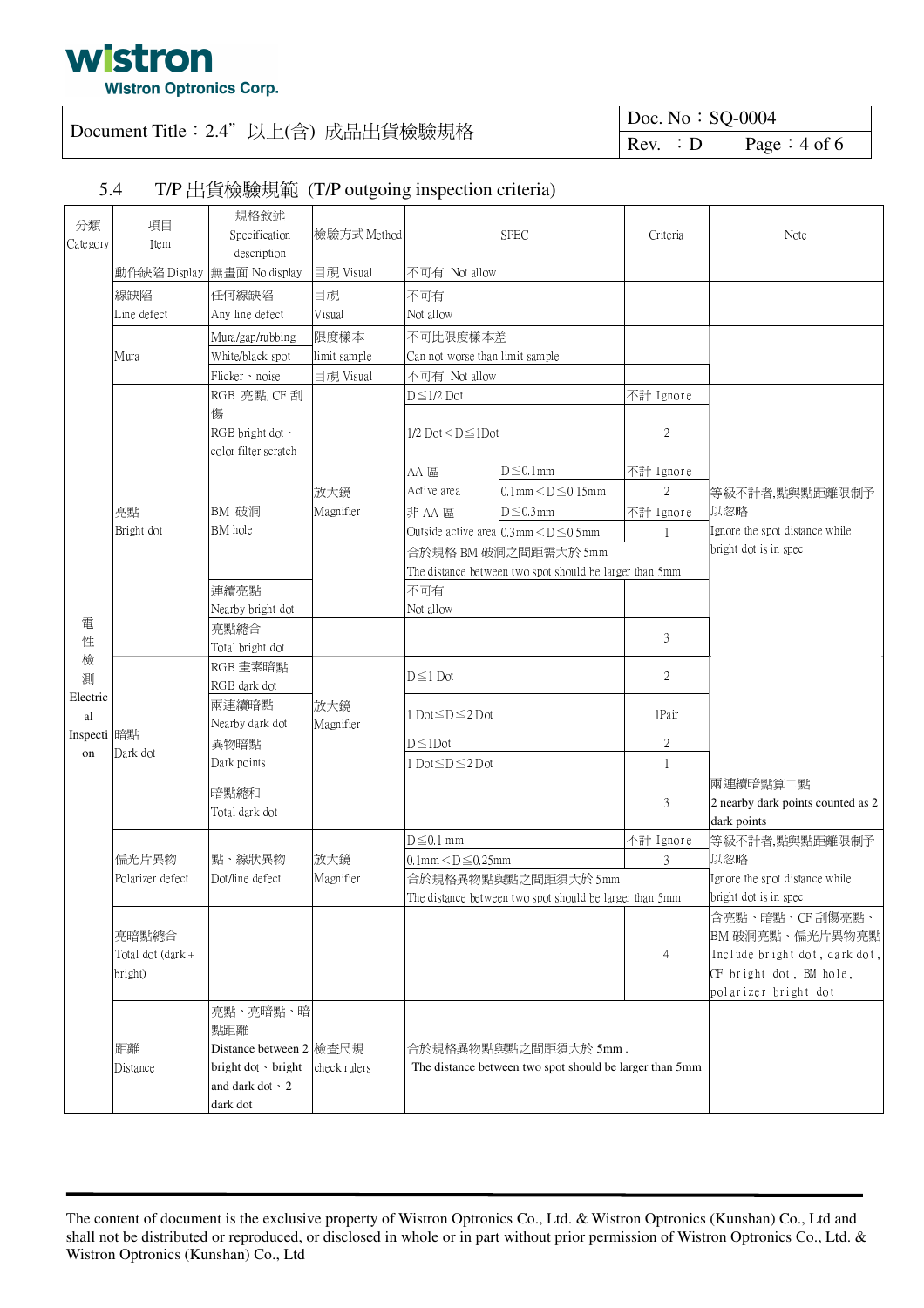## 5.4 T/P 出貨檢驗規範 (T/P outgoing inspection criteria)

| 分類 Category | 項目 Item | 規格敘述 Specification description | 檢驗方式 Method | SPEC | | Criteria | Note |
|---|---|---|---|---|---|---|---|
| 電性檢測 Electrical Inspection | 動作缺陷 Display | 無畫面 No display | 目視 Visual | 不可有 Not allow | | | |
| | 線缺陷 Line defect | 任何線缺陷 Any line defect | 目視 Visual | 不可有 Not allow | | | |
| | Mura | Mura/gap/rubbing White/black spot | 限度樣本 limit sample | 不可比限度樣本差 Can not worse than limit sample | | | |
| | | Flicker、noise | 目視 Visual | 不可有 Not allow | | | |
| | 亮點 Bright dot | RGB 亮點, CF 刮傷 RGB bright dot、color filter scratch | 放大鏡 Magnifier | D≦1/2 Dot | | 不計 Ignore | 等級不計者,點與點距離限制予以忽略 Ignore the spot distance while bright dot is in spec. |
| | | | | 1/2 Dot＜D≦1Dot | | 2 | |
| | | BM 破洞 BM hole | | AA 區 Active area | D≦0.1mm | 不計 Ignore | |
| | | | | | 0.1mm＜D≦0.15mm | 2 | |
| | | | | 非 AA 區 Outside active area | D≦0.3mm | 不計 Ignore | |
| | | | | | 0.3mm＜D≦0.5mm | 1 | |
| | | | | 合於規格 BM 破洞之間距需大於 5mm The distance between two spot should be larger than 5mm | | | |
| | | 連續亮點 Nearby bright dot | | 不可有 Not allow | | | |
| | | 亮點總合 Total bright dot | | | | 3 | |
| | 暗點 Dark dot | RGB 畫素暗點 RGB dark dot | 放大鏡 Magnifier | D≦1 Dot | | 2 | |
| | | 兩連續暗點 Nearby dark dot | | 1 Dot≦D≦2 Dot | | 1Pair | |
| | | 異物暗點 Dark points | | D≦1Dot | | 2 | |
| | | | | 1 Dot≦D≦2 Dot | | 1 | |
| | | 暗點總和 Total dark dot | | | | 3 | 兩連續暗點算二點 2 nearby dark points counted as 2 dark points |
| | 偏光片異物 Polarizer defect | 點、線狀異物 Dot/line defect | 放大鏡 Magnifier | D≦0.1 mm | | 不計 Ignore | 等級不計者,點與點距離限制予以忽略 Ignore the spot distance while bright dot is in spec. |
| | | | | 0.1mm＜D≦0.25mm | | 3 | |
| | | | | 合於規格異物點與點之間距須大於 5mm The distance between two spot should be larger than 5mm | | | |
| | 亮暗點總合 Total dot (dark + bright) | | | | | 4 | 含亮點、暗點、CF 刮傷亮點、BM 破洞亮點、偏光片異物亮點 Include bright dot, dark dot, CF bright dot, BM hole, polarizer bright dot |
| | 距離 Distance | 亮點、亮暗點、暗點距離 Distance between 2 bright dot、bright and dark dot、2 dark dot | 檢查尺規 check rulers | 合於規格異物點與點之間距須大於 5mm. The distance between two spot should be larger than 5mm | | | |

The content of document is the exclusive property of Wistron Optronics Co., Ltd. & Wistron Optronics (Kunshan) Co., Ltd and shall not be distributed or reproduced, or disclosed in whole or in part without prior permission of Wistron Optronics Co., Ltd. & Wistron Optronics (Kunshan) Co., Ltd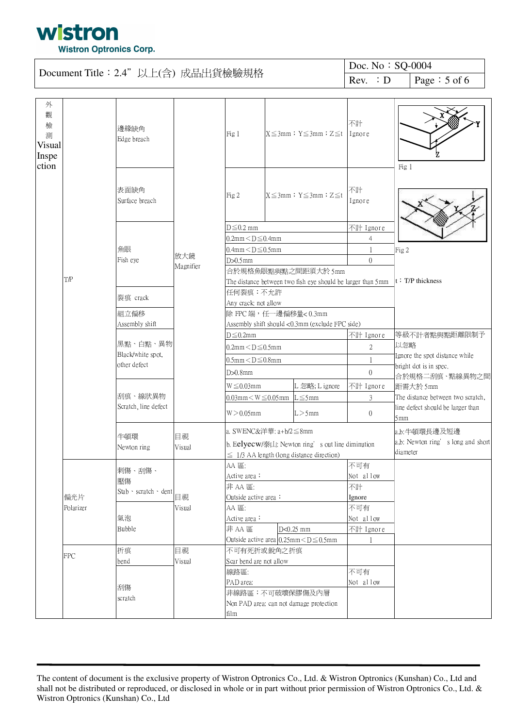Document Title：2.4" 以上(含) 成品出貨檢驗規格

Doc. No：SQ-0004
Rev. ：D

| 外觀檢測 Visual Inspection | | | | | | | |
|---|---|---|---|---|---|---|---|
| | T/P | 邊緣缺角 Edge breach | 放大鏡 Magnifier | Fig 1 | X≦3mm；Y≦3mm；Z≦t | 不計 Ignore | Fig 1 |
| | | 表面缺角 Surface breach | | Fig 2 | X≦3mm；Y≦3mm；Z≦t | 不計 Ignore | Fig 2 |
| | | 魚眼 Fish eye | | D≦0.2 mm | | 不計 Ignore | t：T/P thickness |
| | | | | 0.2mm＜D≦0.4mm | | 4 | |
| | | | | 0.4mm＜D≦0.5mm | | 1 | |
| | | | | D>0.5mm | | 0 | |
| | | | | 合於規格魚眼點與點之間距須大於 5mm The distance between two fish eye should be larger than 5mm | | | |
| | | 裂痕 crack | | 任何裂痕：不允許 Any crack: not allow | | | |
| | | 組立偏移 Assembly shift | | 除 FPC 端，任一邊偏移量< 0.3mm Assembly shift should <0.3mm (exclude FPC side) | | | |
| | | 黑點、白點、異物 Black/white spot, other defect | | D≦0.2mm | | 不計 Ignore | 等級不計者點與點距離限制予以忽略 Ignore the spot distance while bright dot is in spec. 合於規格二刮痕、點線異物之間距需大於 5mm The distance between two scratch, line defect should be larger than 5mm |
| | | | | 0.2mm＜D≦0.5mm | | 2 | |
| | | | | 0.5mm＜D≦0.8mm | | 1 | |
| | | | | D>0.8mm | | 0 | |
| | | 刮痕、線狀異物 Scratch, line defect | | W≦0.03mm | L 忽略; L ignore | 不計 Ignore | |
| | | | | 0.03mm＜W≦0.05mm | L≦5mm | 3 | |
| | | | | W＞0.05mm | L＞5mm | 0 | |
| | | 牛頓環 Newton ring | 目視 Visual | a. SWENC&洋華: a+b/2≦8mm<br>b. Eelyecw/泰山: Newton ring's out line diminution ≦ 1/3 AA length (long distance direction) | | | a,b:牛頓環長邊及短邊 a,b: Newton ring's long and short diameter |
| | 偏光片 Polarizer | 刺傷、刮傷、壓傷 Stab、scratch、dent | 目視 Visual | AA 區: Active area： | | 不可有 Not allow | |
| | | | | 非 AA 區: Outside active area： | | 不計 Ignore | |
| | | 氣泡 Bubble | | AA 區: Active area： | | 不可有 Not allow | |
| | | | | 非 AA 區 Outside active area | D<0.25 mm | 不計 Ignore | |
| | | | | | 0.25mm＜D≦0.5mm | 1 | |
| | FPC | 折痕 bend | 目視 Visual | 不可有死折或銳角之折痕 Scar bend are not allow | | | |
| | | 刮傷 scratch | | 線路區: PAD area: | | 不可有 Not allow | |
| | | | | 非線路區：不可破壞保膠傷及內層 Non PAD area: can not damage protection film | | | |

The content of document is the exclusive property of Wistron Optronics Co., Ltd. & Wistron Optronics (Kunshan) Co., Ltd and shall not be distributed or reproduced, or disclosed in whole or in part without prior permission of Wistron Optronics Co., Ltd. & Wistron Optronics (Kunshan) Co., Ltd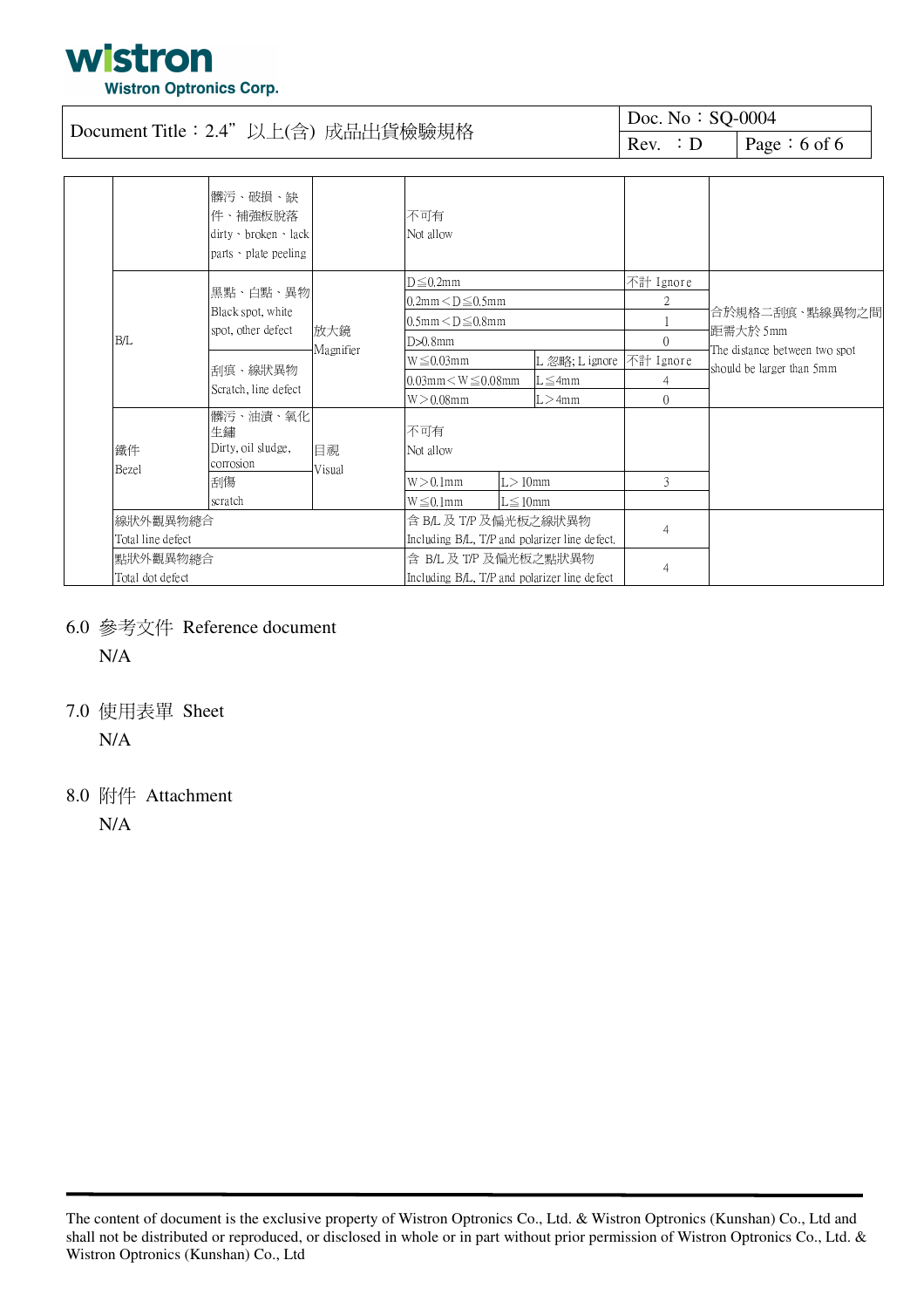| | | | | | | | |
|---|---|---|---|---|---|---|---|
| | | 髒污、破損、缺件、補強板脫落 dirty、broken、lack parts、plate peeling | | 不可有 Not allow | | | |
| | B/L | 黑點、白點、異物 Black spot, white spot, other defect | 放大鏡 Magnifier | D≦0.2mm | | 不計 Ignore | 合於規格二刮痕、點線異物之間距需大於 5mm The distance between two spot should be larger than 5mm |
| | | | | 0.2mm＜D≦0.5mm | | 2 | |
| | | | | 0.5mm＜D≦0.8mm | | 1 | |
| | | | | D>0.8mm | | 0 | |
| | | 刮痕、線狀異物 Scratch, line defect | | W≦0.03mm | L 忽略; L ignore | 不計 Ignore | |
| | | | | 0.03mm＜W≦0.08mm | L≦4mm | 4 | |
| | | | | W＞0.08mm | L＞4mm | 0 | |
| | 鐵件 Bezel | 髒污、油漬、氧化生鏽 Dirty, oil sludge, corrosion | 目視 Visual | 不可有 Not allow | | | |
| | | 刮傷 scratch | | W＞0.1mm | L＞10mm | 3 | |
| | | | | W≦0.1mm | L≦10mm | | |
| | 線狀外觀異物總合 Total line defect | | | 含 B/L 及 T/P 及偏光板之線狀異物 Including B/L, T/P and polarizer line defect. | | 4 | |
| | 點狀外觀異物總合 Total dot defect | | | 含 B/L 及 T/P 及偏光板之點狀異物 Including B/L, T/P and polarizer line defect | | 4 | |

## 6.0 參考文件 Reference document

N/A

## 7.0 使用表單 Sheet

N/A

## 8.0 附件 Attachment

N/A